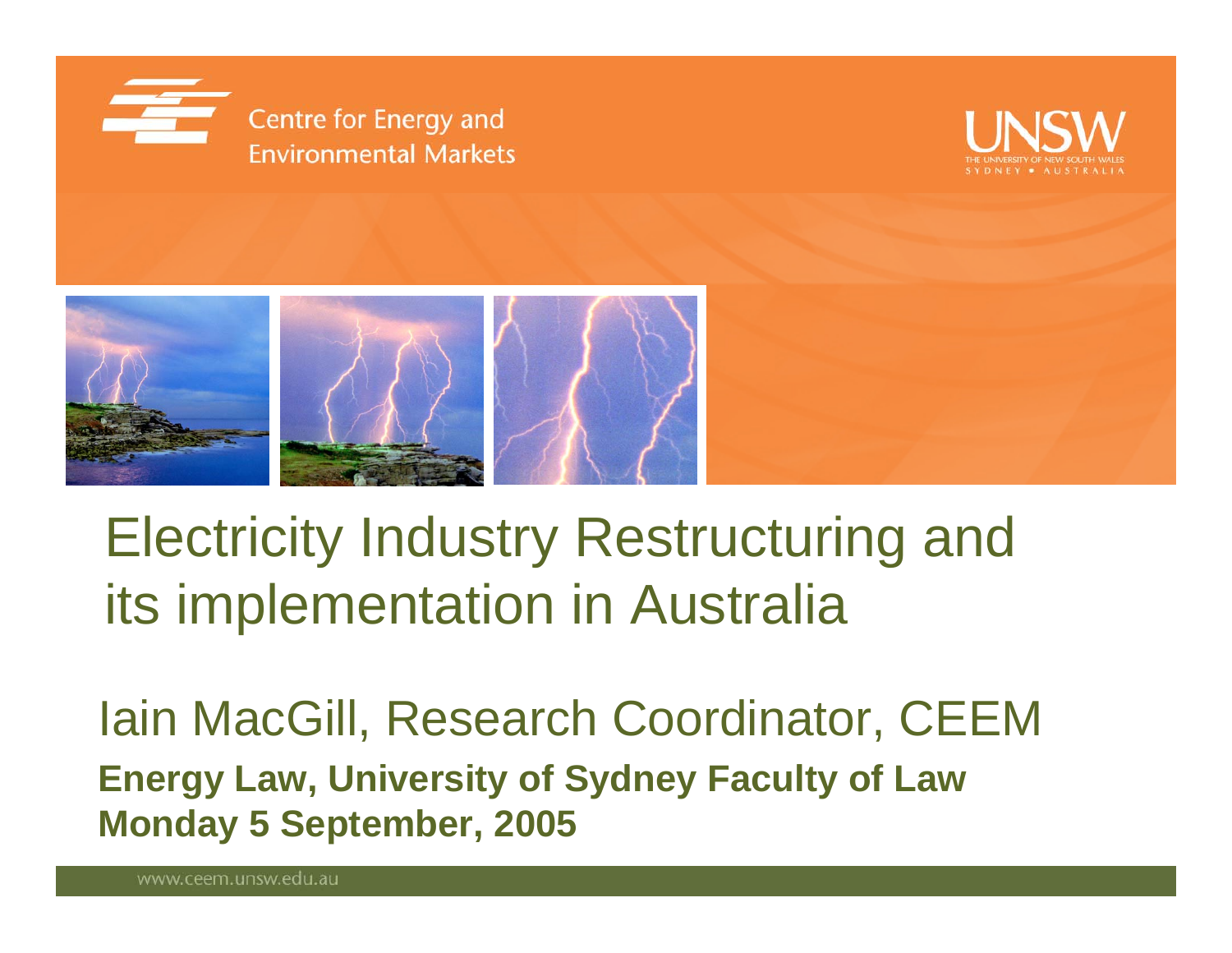Centre for Energy and Environmental Markets

UNSW
THE UNIVERSITY OF NEW SOUTH WALES
SYDNEY • AUSTRALIA

# Electricity Industry Restructuring and its implementation in Australia

Iain MacGill, Research Coordinator, CEEM

**Energy Law, University of Sydney Faculty of Law**

**Monday 5 September, 2005**

www.ceem.unsw.edu.au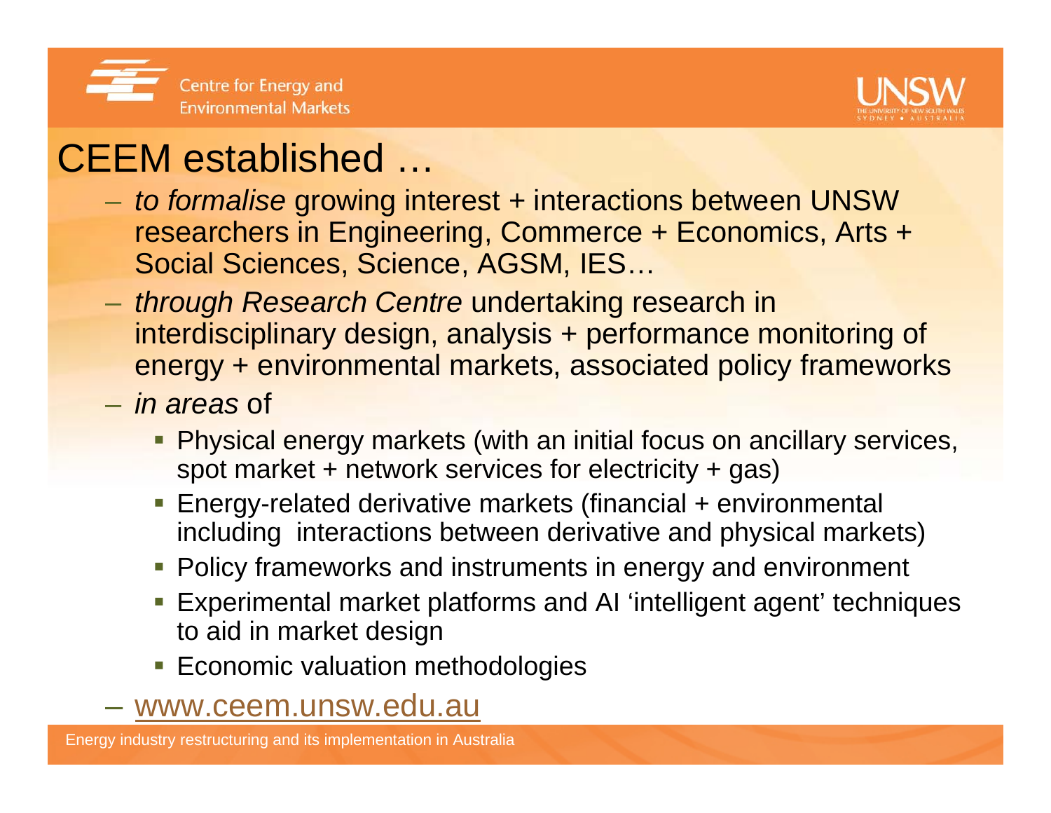# CEEM established …

- *to formalise* growing interest + interactions between UNSW researchers in Engineering, Commerce + Economics, Arts + Social Sciences, Science, AGSM, IES…
- *through Research Centre* undertaking research in interdisciplinary design, analysis + performance monitoring of energy + environmental markets, associated policy frameworks
- *in areas* of
  - Physical energy markets (with an initial focus on ancillary services, spot market + network services for electricity + gas)
  - Energy-related derivative markets (financial + environmental including interactions between derivative and physical markets)
  - Policy frameworks and instruments in energy and environment
  - Experimental market platforms and AI 'intelligent agent' techniques to aid in market design
  - Economic valuation methodologies
- www.ceem.unsw.edu.au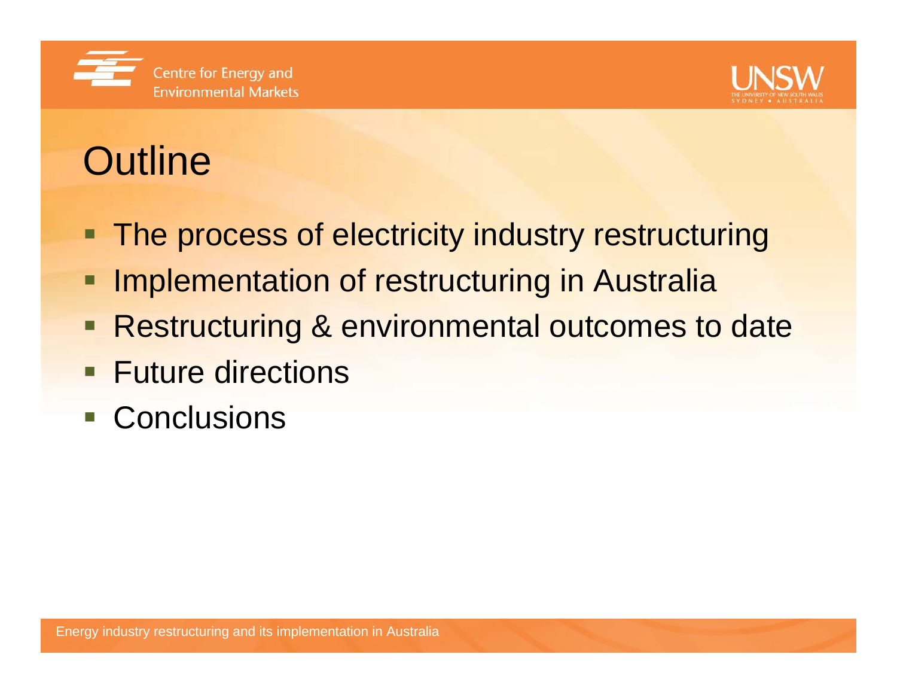# Outline

- The process of electricity industry restructuring
- Implementation of restructuring in Australia
- Restructuring & environmental outcomes to date
- Future directions
- Conclusions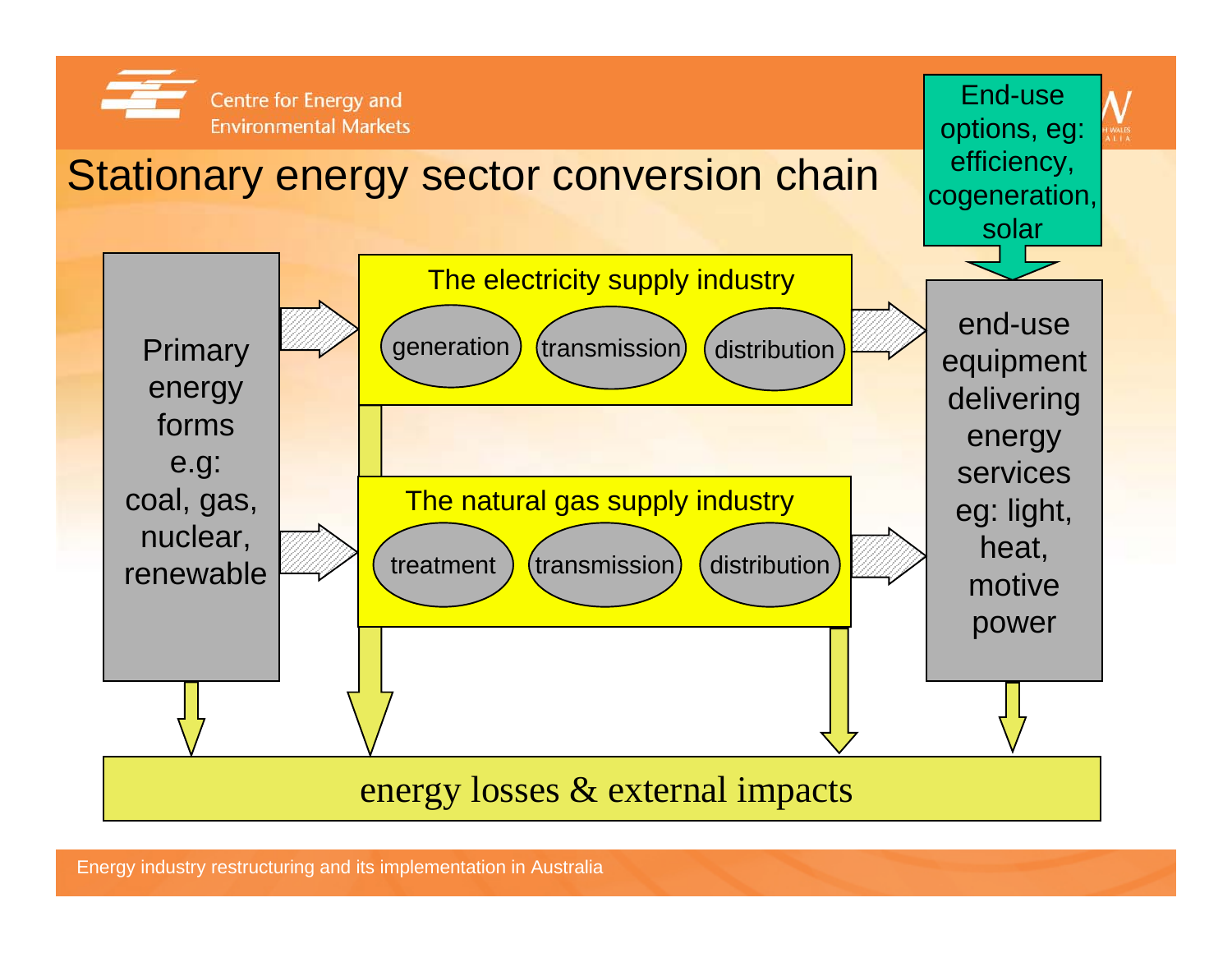# Stationary energy sector conversion chain

Primary energy forms e.g: coal, gas, nuclear, renewable

The electricity supply industry
- generation
- transmission
- distribution

The natural gas supply industry
- treatment
- transmission
- distribution

End-use options, eg: efficiency, cogeneration, solar

end-use equipment delivering energy services eg: light, heat, motive power

energy losses & external impacts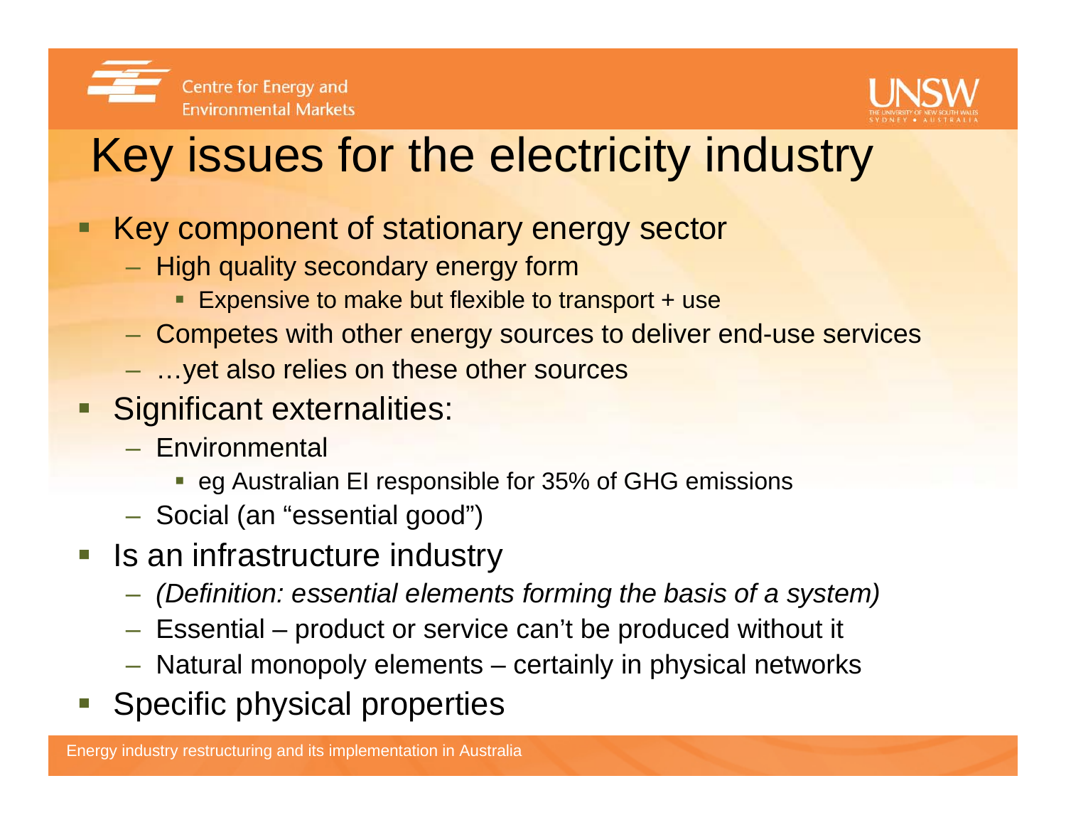# Key issues for the electricity industry

- Key component of stationary energy sector
  - High quality secondary energy form
    - Expensive to make but flexible to transport + use
  - Competes with other energy sources to deliver end-use services
  - …yet also relies on these other sources
- Significant externalities:
  - Environmental
    - eg Australian EI responsible for 35% of GHG emissions
  - Social (an "essential good")
- Is an infrastructure industry
  - *(Definition: essential elements forming the basis of a system)*
  - Essential – product or service can't be produced without it
  - Natural monopoly elements – certainly in physical networks
- Specific physical properties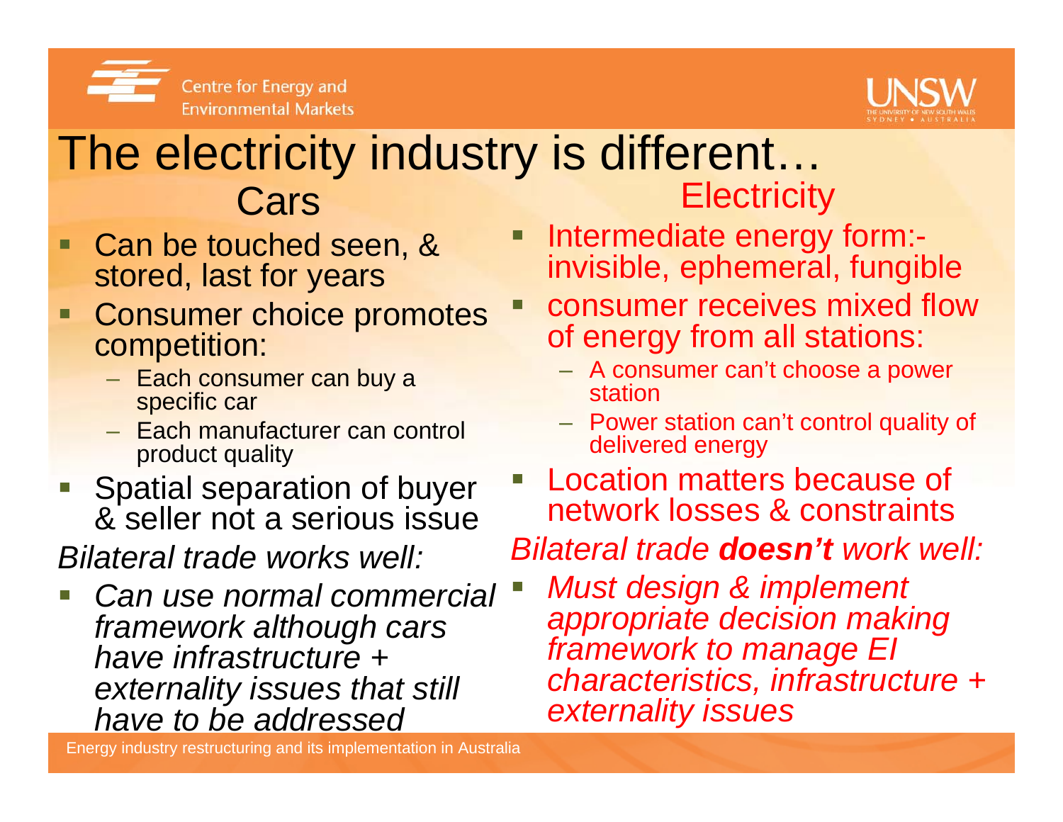# The electricity industry is different…

## Cars

- Can be touched seen, & stored, last for years
- Consumer choice promotes competition:
  - Each consumer can buy a specific car
  - Each manufacturer can control product quality
- Spatial separation of buyer & seller not a serious issue

*Bilateral trade works well:*

- *Can use normal commercial framework although cars have infrastructure + externality issues that still have to be addressed*

## Electricity

- Intermediate energy form:- invisible, ephemeral, fungible
- consumer receives mixed flow of energy from all stations:
  - A consumer can't choose a power station
  - Power station can't control quality of delivered energy
- Location matters because of network losses & constraints

*Bilateral trade **doesn't** work well:*

- *Must design & implement appropriate decision making framework to manage EI characteristics, infrastructure + externality issues*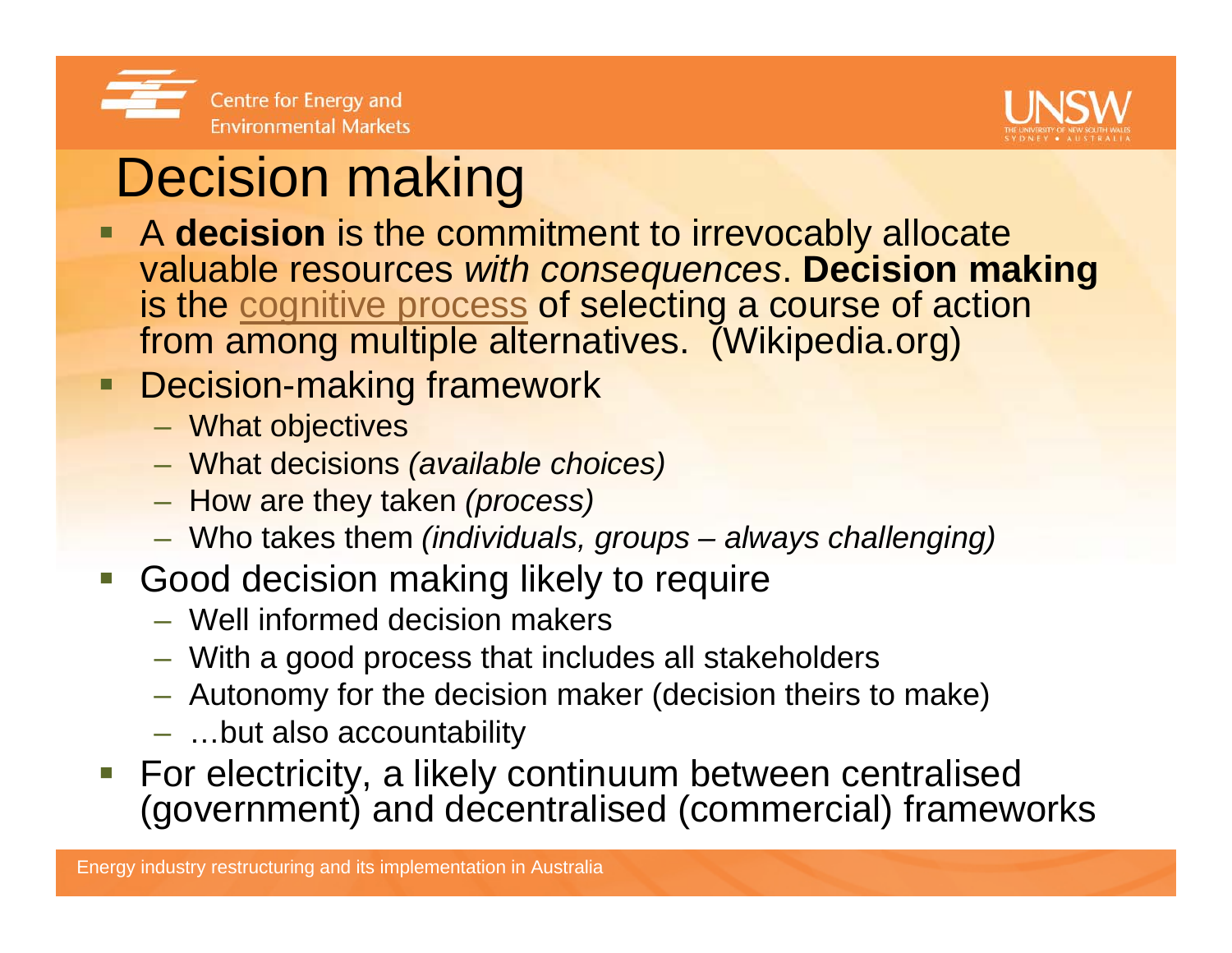# Decision making

- A **decision** is the commitment to irrevocably allocate valuable resources *with consequences*. **Decision making** is the cognitive process of selecting a course of action from among multiple alternatives. (Wikipedia.org)
- Decision-making framework
  - What objectives
  - What decisions *(available choices)*
  - How are they taken *(process)*
  - Who takes them *(individuals, groups – always challenging)*
- Good decision making likely to require
  - Well informed decision makers
  - With a good process that includes all stakeholders
  - Autonomy for the decision maker (decision theirs to make)
  - …but also accountability
- For electricity, a likely continuum between centralised (government) and decentralised (commercial) frameworks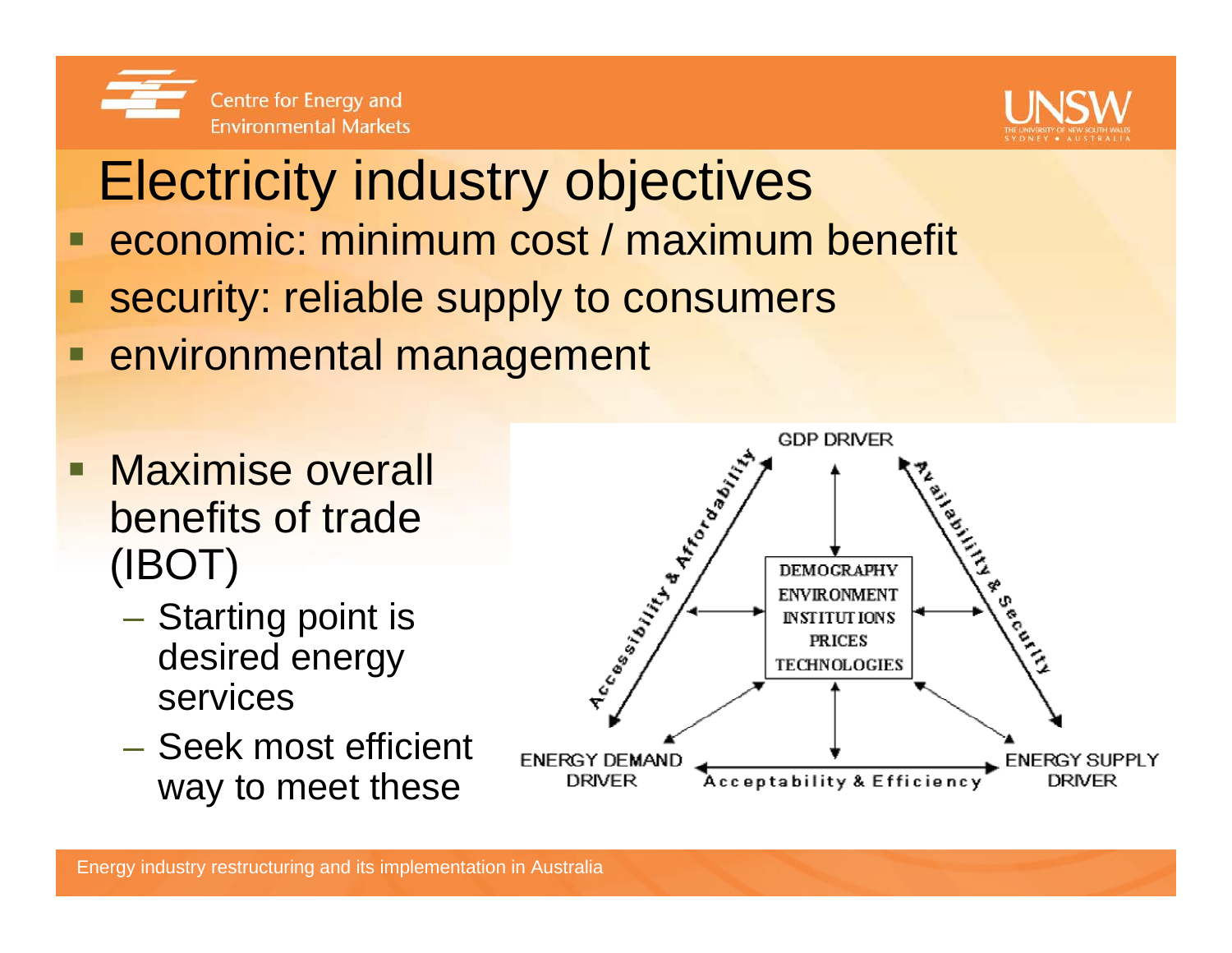# Electricity industry objectives

- economic: minimum cost / maximum benefit
- security: reliable supply to consumers
- environmental management

- Maximise overall benefits of trade (IBOT)
  - Starting point is desired energy services
  - Seek most efficient way to meet these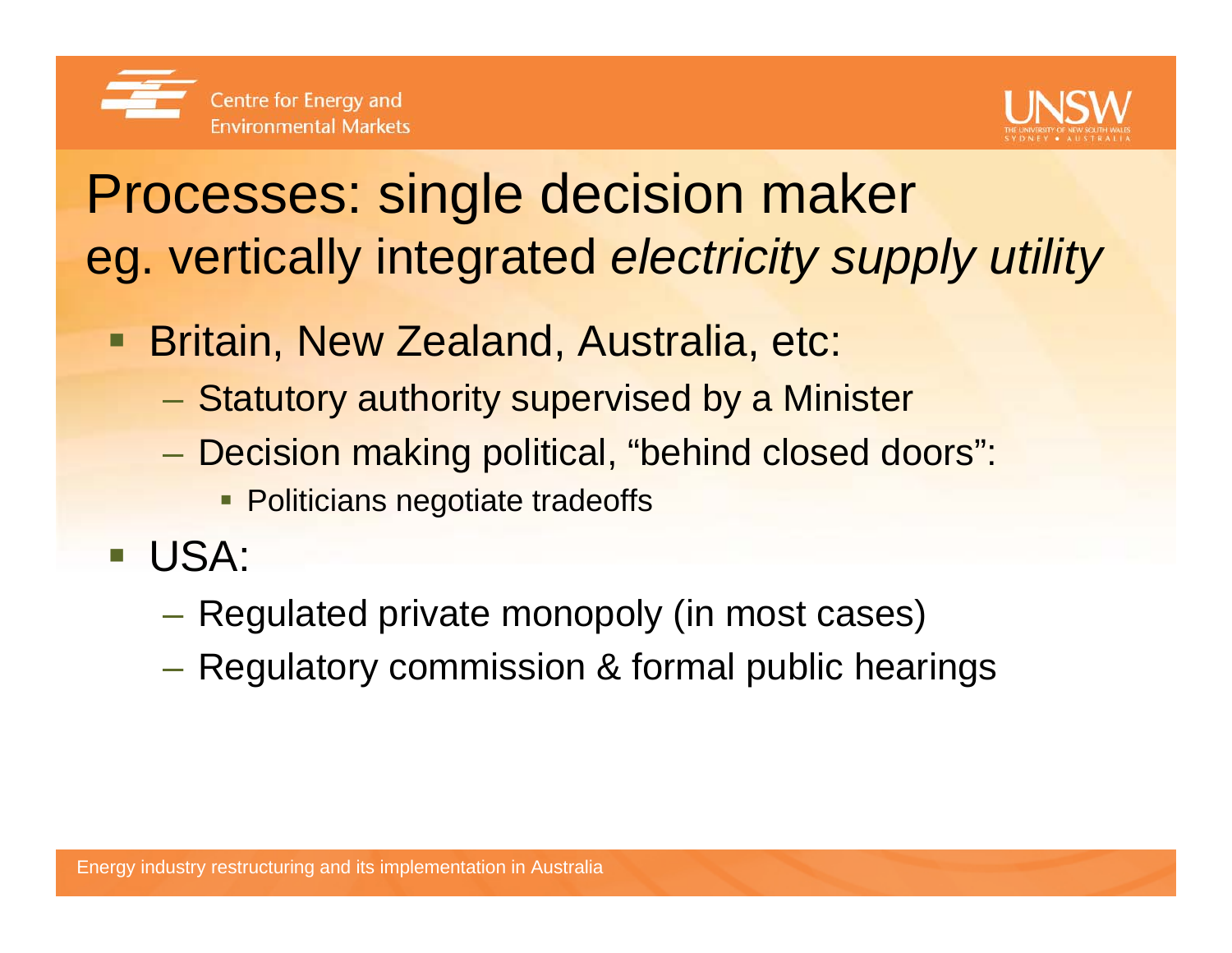# Processes: single decision maker
## eg. vertically integrated *electricity supply utility*

- Britain, New Zealand, Australia, etc:
  - Statutory authority supervised by a Minister
  - Decision making political, “behind closed doors”:
    - Politicians negotiate tradeoffs
- USA:
  - Regulated private monopoly (in most cases)
  - Regulatory commission & formal public hearings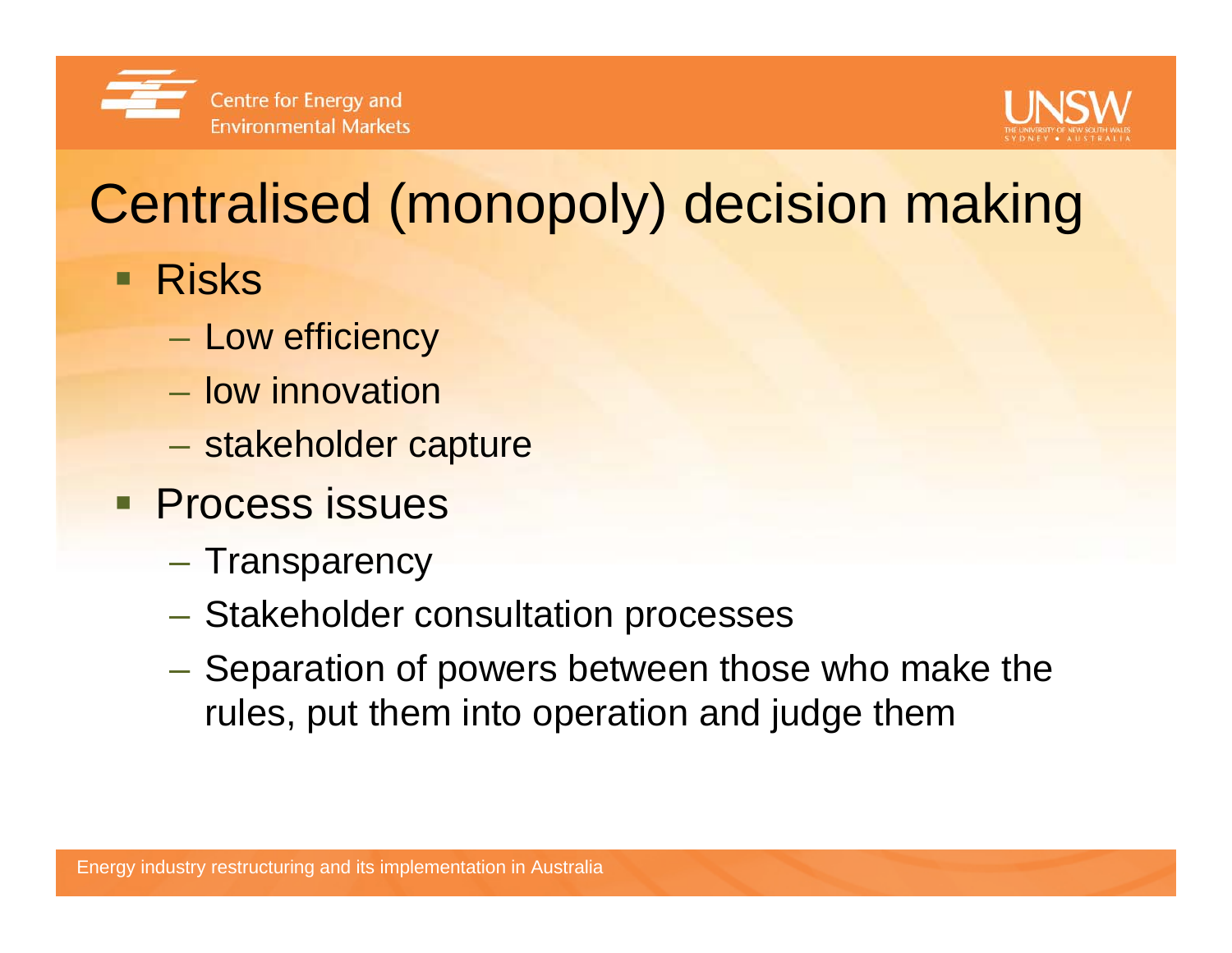# Centralised (monopoly) decision making

- Risks
  - Low efficiency
  - low innovation
  - stakeholder capture
- Process issues
  - Transparency
  - Stakeholder consultation processes
  - Separation of powers between those who make the rules, put them into operation and judge them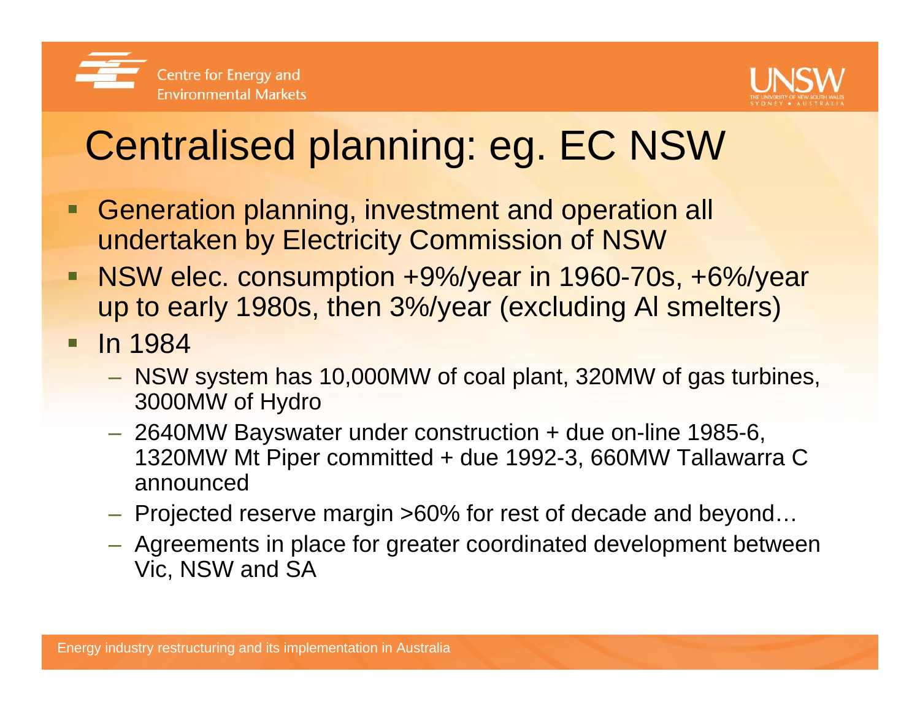# Centralised planning: eg. EC NSW

- Generation planning, investment and operation all undertaken by Electricity Commission of NSW
- NSW elec. consumption +9%/year in 1960-70s, +6%/year up to early 1980s, then 3%/year (excluding Al smelters)
- In 1984
  - NSW system has 10,000MW of coal plant, 320MW of gas turbines, 3000MW of Hydro
  - 2640MW Bayswater under construction + due on-line 1985-6, 1320MW Mt Piper committed + due 1992-3, 660MW Tallawarra C announced
  - Projected reserve margin >60% for rest of decade and beyond…
  - Agreements in place for greater coordinated development between Vic, NSW and SA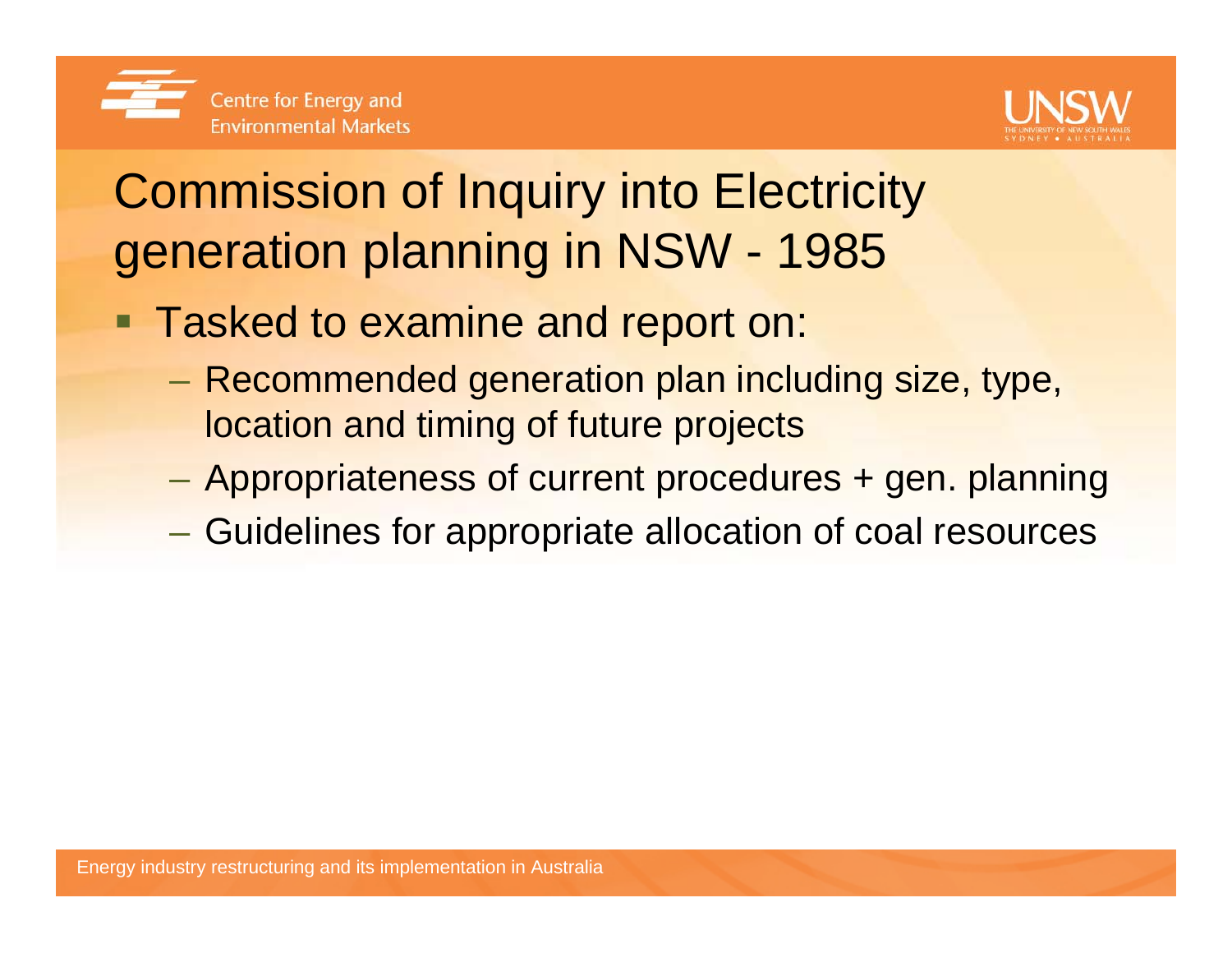# Commission of Inquiry into Electricity generation planning in NSW - 1985

- Tasked to examine and report on:
  - Recommended generation plan including size, type, location and timing of future projects
  - Appropriateness of current procedures + gen. planning
  - Guidelines for appropriate allocation of coal resources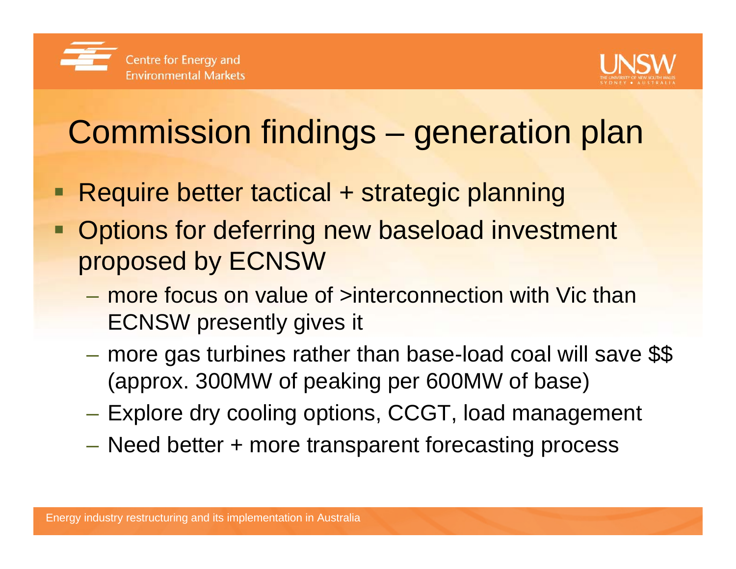# Commission findings – generation plan

- Require better tactical + strategic planning
- Options for deferring new baseload investment proposed by ECNSW
  - more focus on value of >interconnection with Vic than ECNSW presently gives it
  - more gas turbines rather than base-load coal will save $$ (approx. 300MW of peaking per 600MW of base)
  - Explore dry cooling options, CCGT, load management
  - Need better + more transparent forecasting process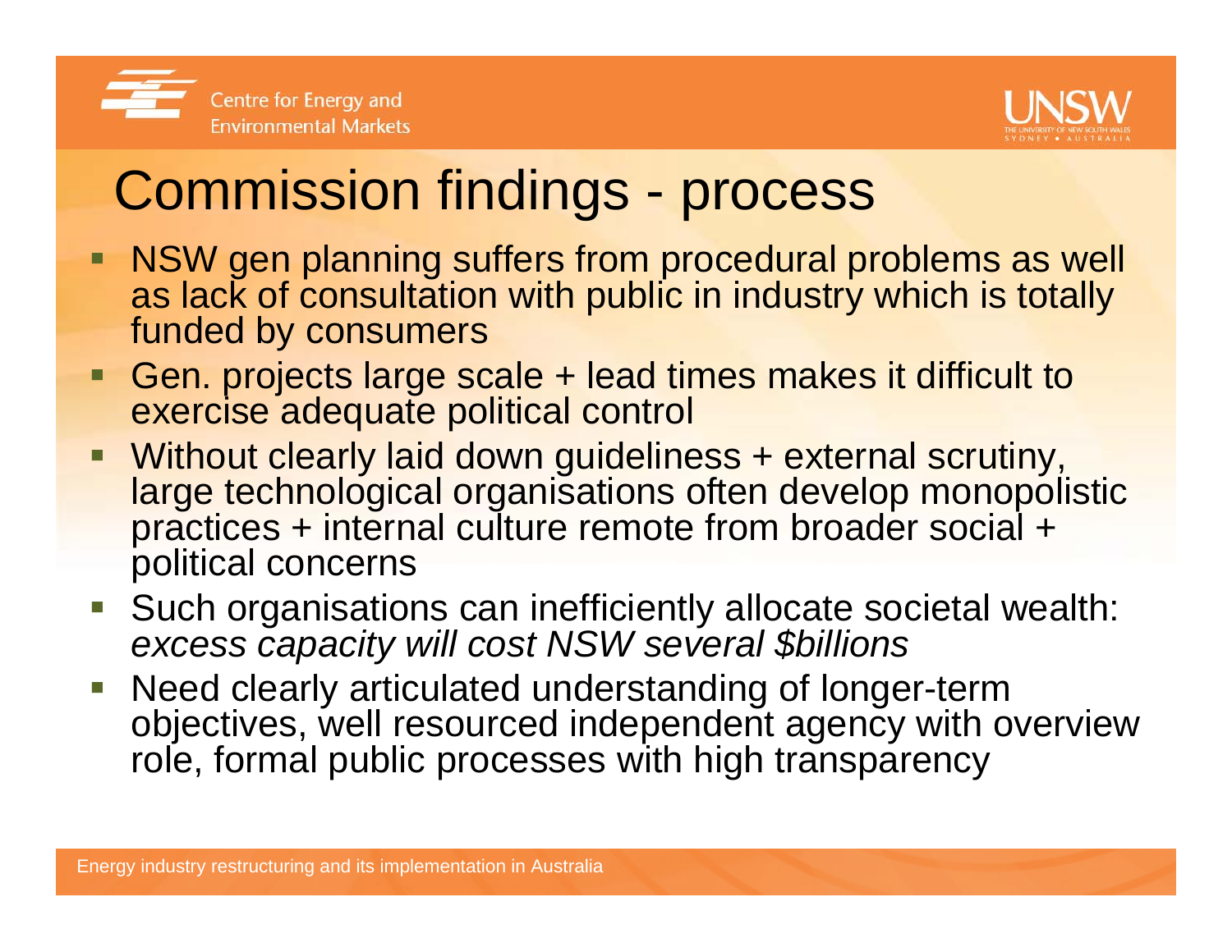# Commission findings - process

- NSW gen planning suffers from procedural problems as well as lack of consultation with public in industry which is totally funded by consumers
- Gen. projects large scale + lead times makes it difficult to exercise adequate political control
- Without clearly laid down guideliness + external scrutiny, large technological organisations often develop monopolistic practices + internal culture remote from broader social + political concerns
- Such organisations can inefficiently allocate societal wealth: *excess capacity will cost NSW several $billions*
- Need clearly articulated understanding of longer-term objectives, well resourced independent agency with overview role, formal public processes with high transparency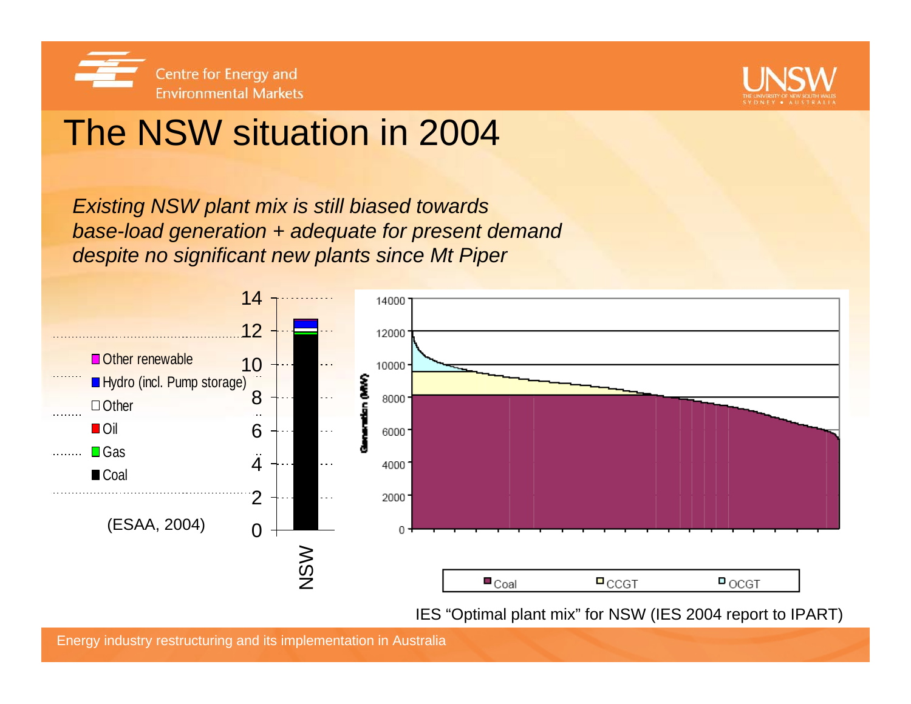# The NSW situation in 2004

*Existing NSW plant mix is still biased towards base-load generation + adequate for present demand despite no significant new plants since Mt Piper*

(ESAA, 2004)

IES "Optimal plant mix" for NSW (IES 2004 report to IPART)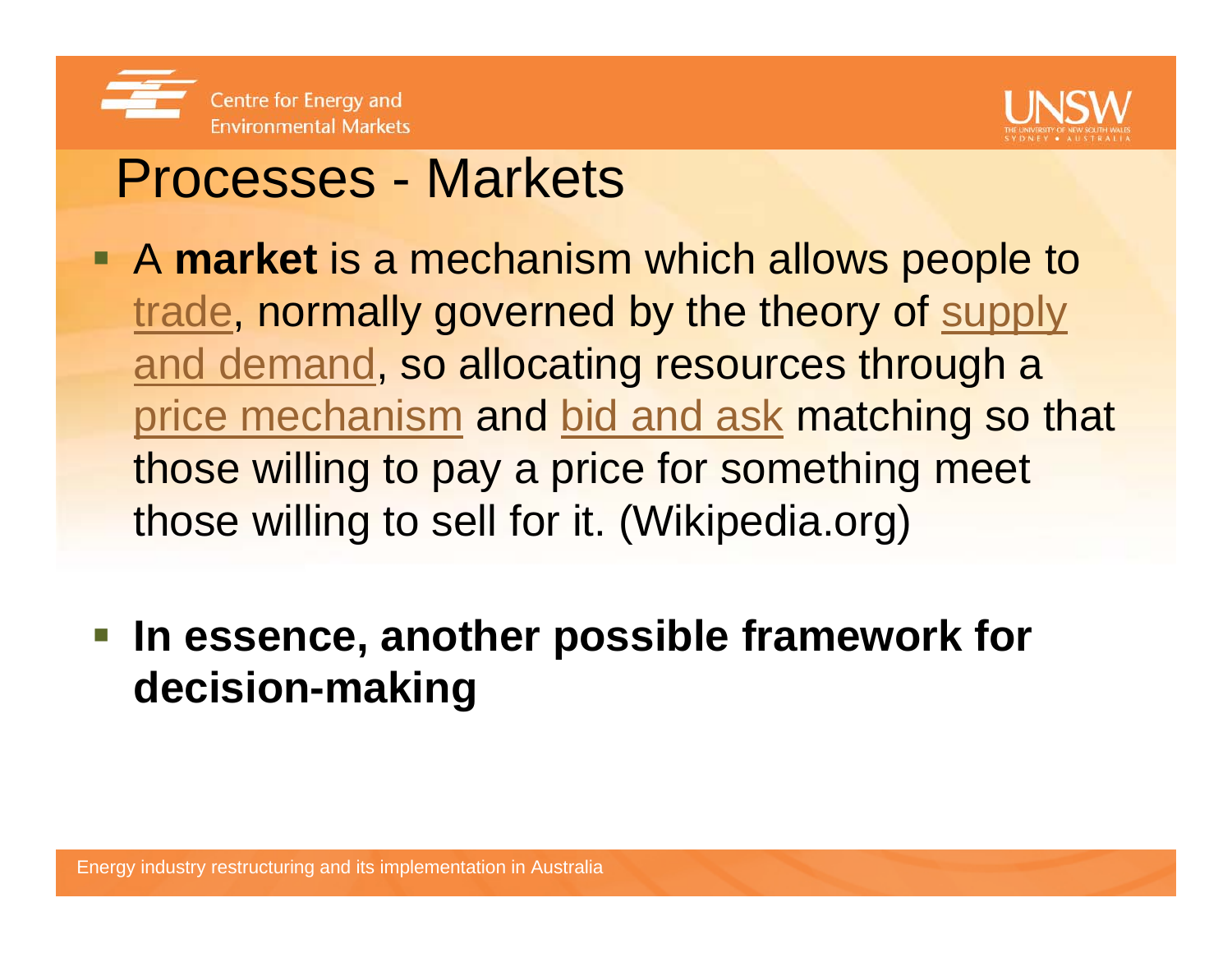# Processes - Markets

- A **market** is a mechanism which allows people to trade, normally governed by the theory of supply and demand, so allocating resources through a price mechanism and bid and ask matching so that those willing to pay a price for something meet those willing to sell for it. (Wikipedia.org)
- **In essence, another possible framework for decision-making**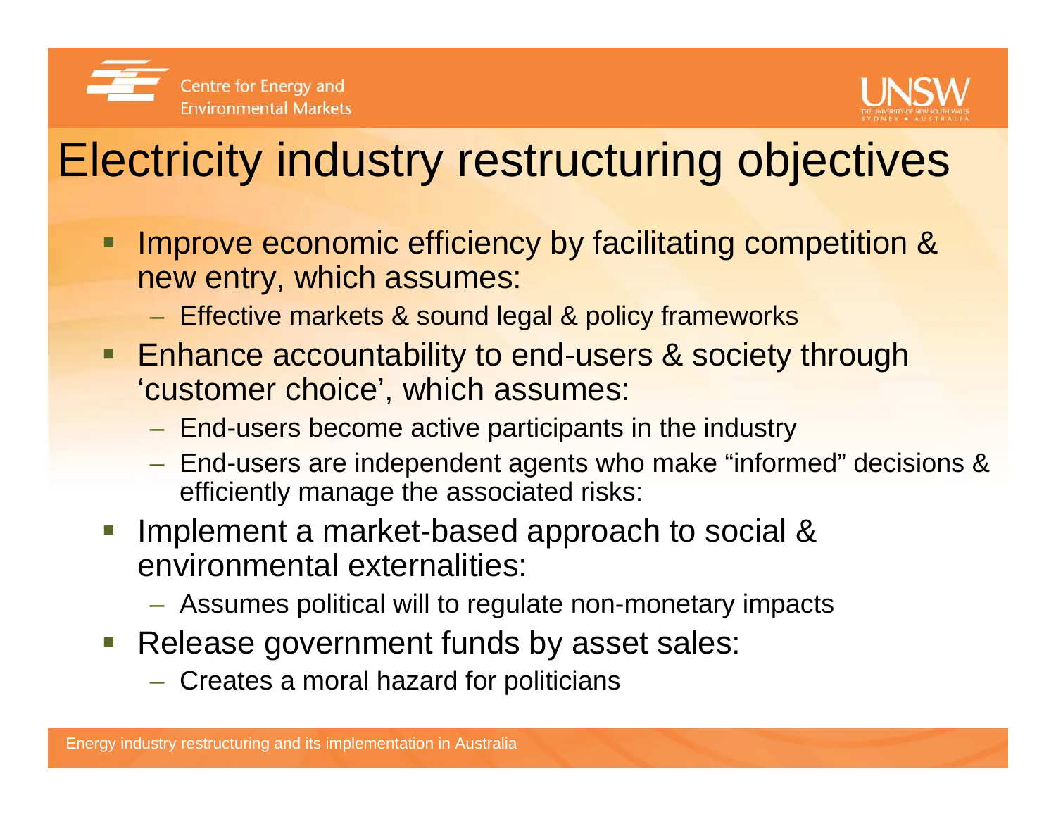# Electricity industry restructuring objectives

- Improve economic efficiency by facilitating competition & new entry, which assumes:
  - Effective markets & sound legal & policy frameworks
- Enhance accountability to end-users & society through 'customer choice', which assumes:
  - End-users become active participants in the industry
  - End-users are independent agents who make "informed" decisions & efficiently manage the associated risks:
- Implement a market-based approach to social & environmental externalities:
  - Assumes political will to regulate non-monetary impacts
- Release government funds by asset sales:
  - Creates a moral hazard for politicians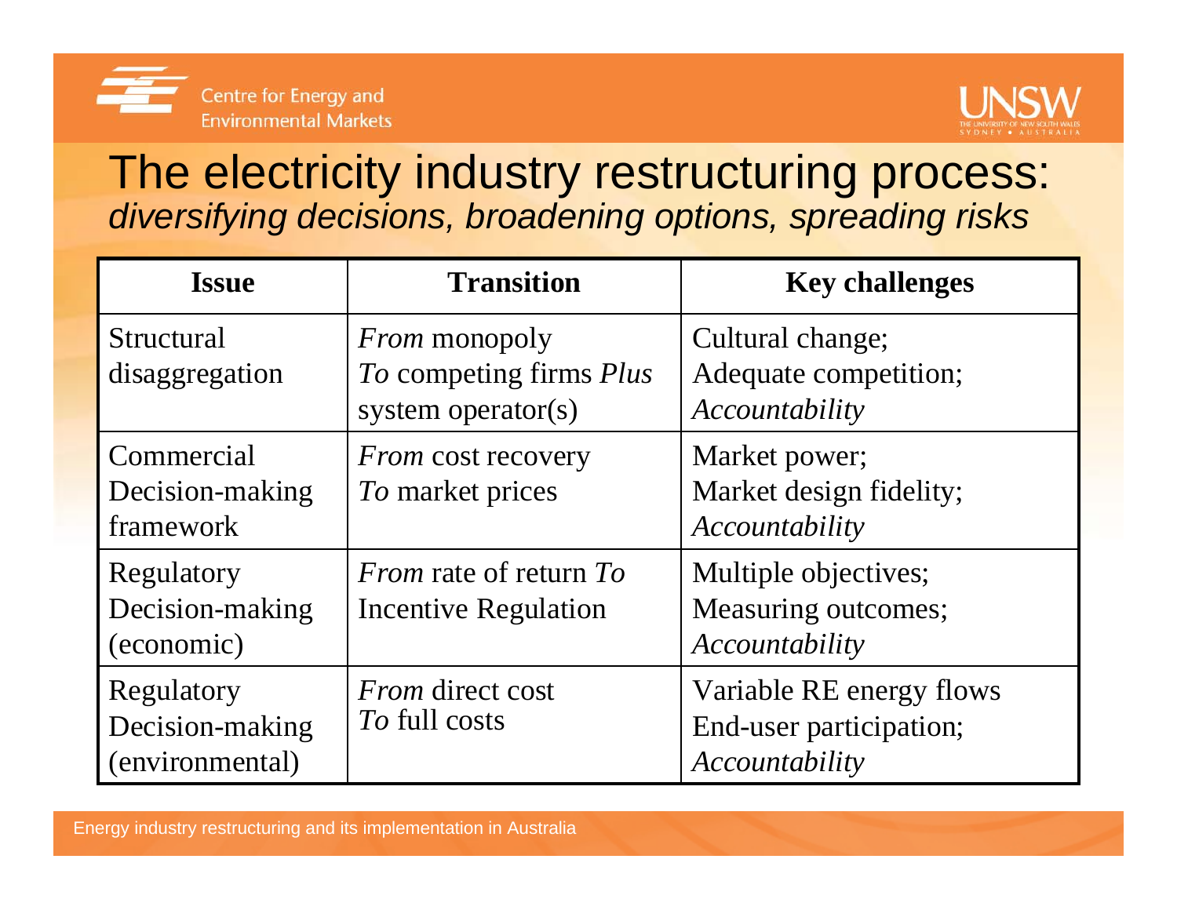# The electricity industry restructuring process:
*diversifying decisions, broadening options, spreading risks*

| **Issue** | **Transition** | **Key challenges** |
|---|---|---|
| Structural disaggregation | *From* monopoly *To* competing firms *Plus* system operator(s) | Cultural change; Adequate competition; *Accountability* |
| Commercial Decision-making framework | *From* cost recovery *To* market prices | Market power; Market design fidelity; *Accountability* |
| Regulatory Decision-making (economic) | *From* rate of return *To* Incentive Regulation | Multiple objectives; Measuring outcomes; *Accountability* |
| Regulatory Decision-making (environmental) | *From* direct cost *To* full costs | Variable RE energy flows End-user participation; *Accountability* |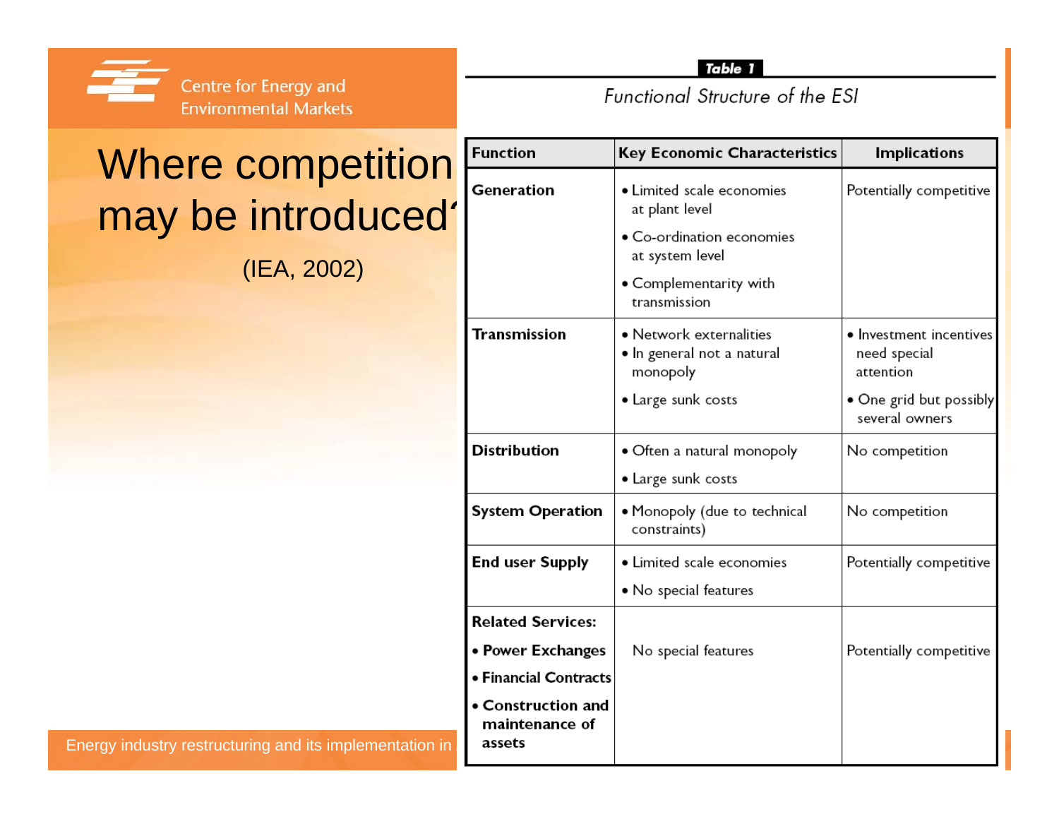# Where competition may be introduced?

(IEA, 2002)

**Table 1**

*Functional Structure of the ESI*

| Function | Key Economic Characteristics | Implications |
|---|---|---|
| **Generation** | • Limited scale economies at plant level<br>• Co-ordination economies at system level<br>• Complementarity with transmission | Potentially competitive |
| **Transmission** | • Network externalities<br>• In general not a natural monopoly<br>• Large sunk costs | • Investment incentives need special attention<br>• One grid but possibly several owners |
| **Distribution** | • Often a natural monopoly<br>• Large sunk costs | No competition |
| **System Operation** | • Monopoly (due to technical constraints) | No competition |
| **End user Supply** | • Limited scale economies<br>• No special features | Potentially competitive |
| **Related Services:**<br>• **Power Exchanges**<br>• **Financial Contracts**<br>• **Construction and maintenance of assets** | No special features | Potentially competitive |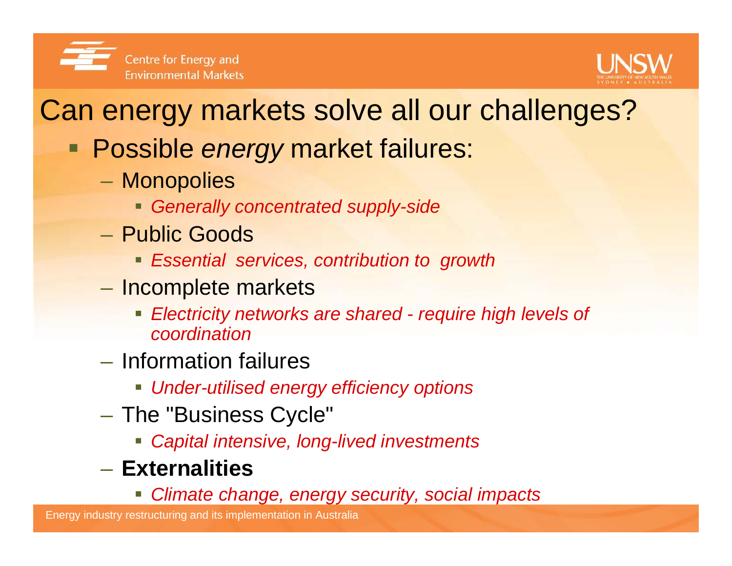# Can energy markets solve all our challenges?

- Possible *energy* market failures:
  - Monopolies
    - *Generally concentrated supply-side*
  - Public Goods
    - *Essential services, contribution to growth*
  - Incomplete markets
    - *Electricity networks are shared - require high levels of coordination*
  - Information failures
    - *Under-utilised energy efficiency options*
  - The "Business Cycle"
    - *Capital intensive, long-lived investments*
  - **Externalities**
    - *Climate change, energy security, social impacts*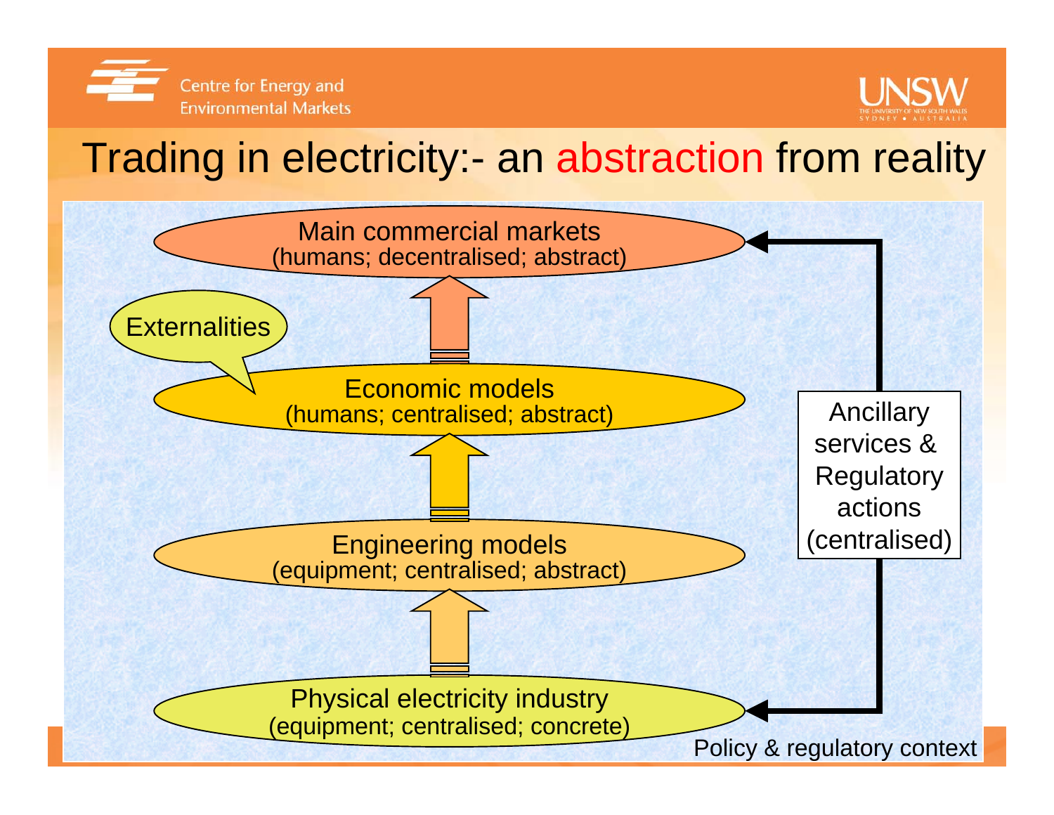# Trading in electricity:- an abstraction from reality

Main commercial markets
(humans; decentralised; abstract)

Externalities

Economic models
(humans; centralised; abstract)

Engineering models
(equipment; centralised; abstract)

Physical electricity industry
(equipment; centralised; concrete)

Ancillary services & Regulatory actions (centralised)

Policy & regulatory context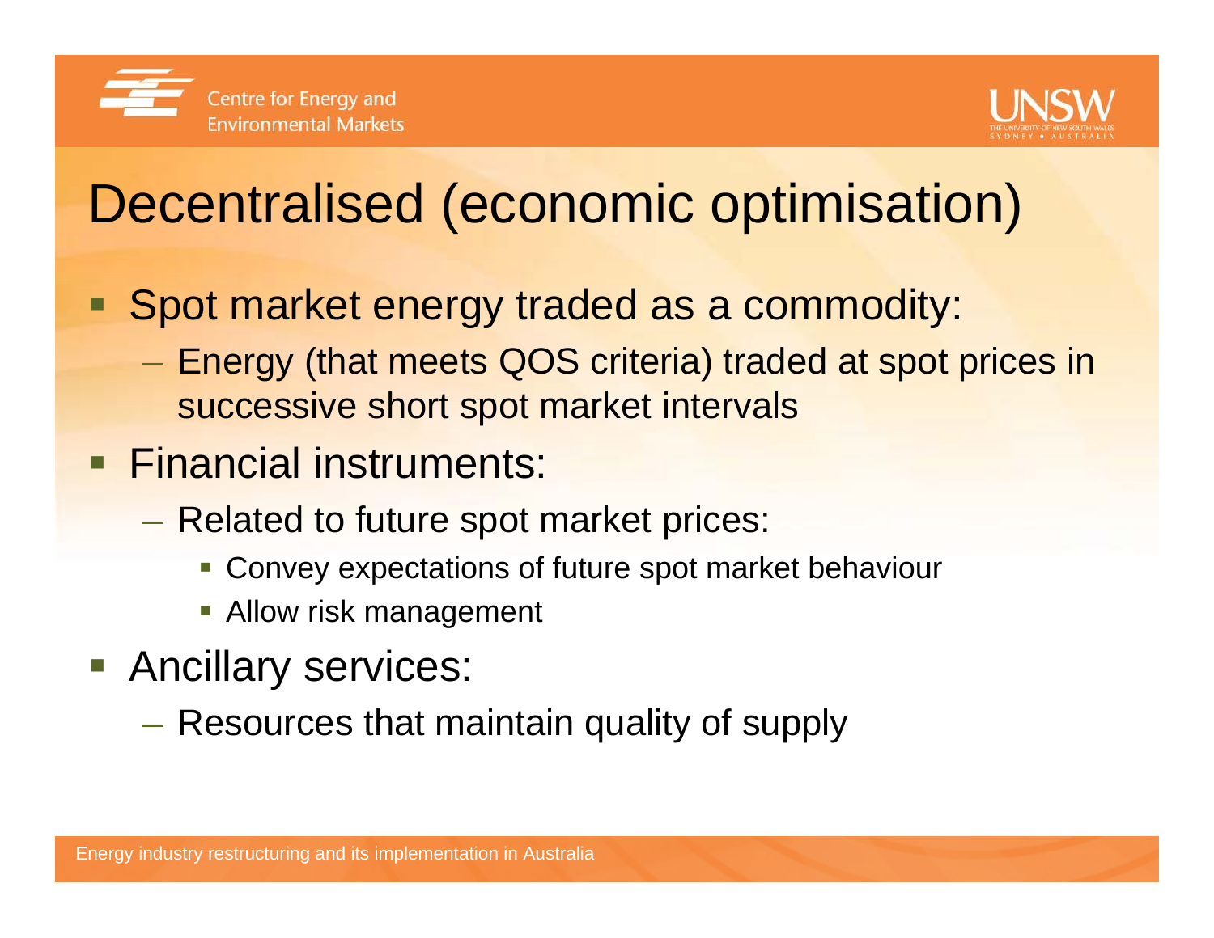# Decentralised (economic optimisation)

- Spot market energy traded as a commodity:
  - Energy (that meets QOS criteria) traded at spot prices in successive short spot market intervals
- Financial instruments:
  - Related to future spot market prices:
    - Convey expectations of future spot market behaviour
    - Allow risk management
- Ancillary services:
  - Resources that maintain quality of supply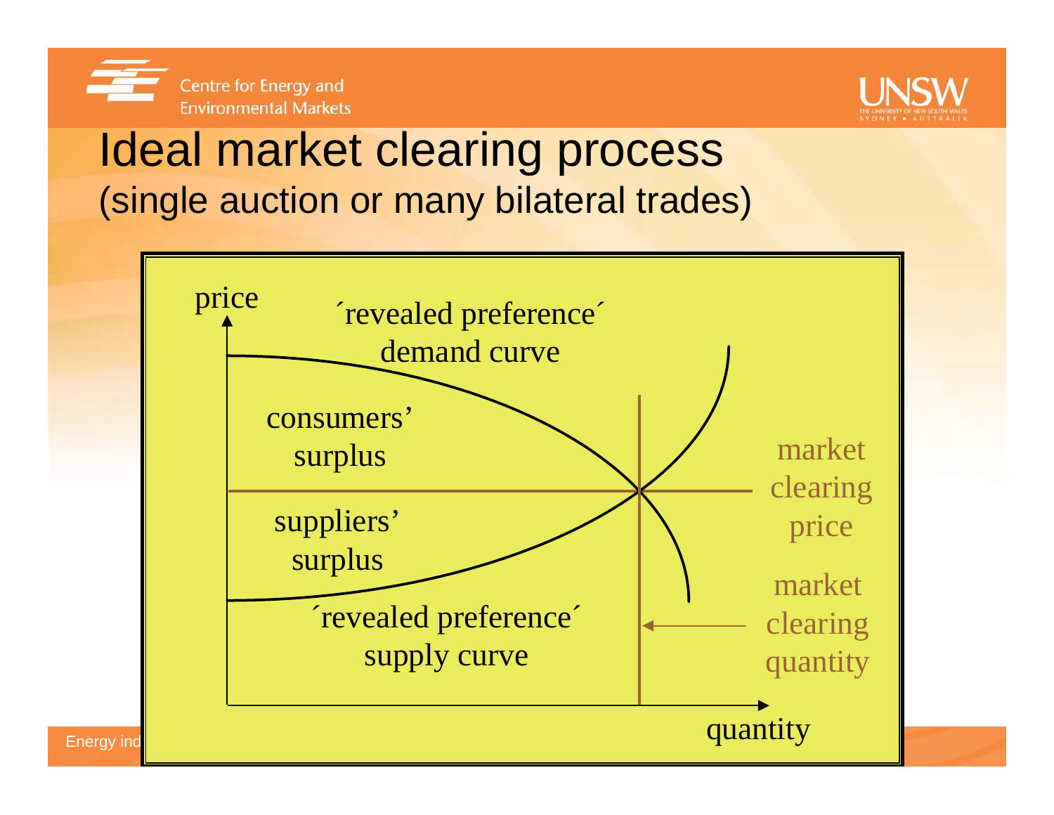# Ideal market clearing process

(single auction or many bilateral trades)

price

´revealed preference´ demand curve

consumers' surplus

suppliers' surplus

´revealed preference´ supply curve

market clearing price

market clearing quantity

quantity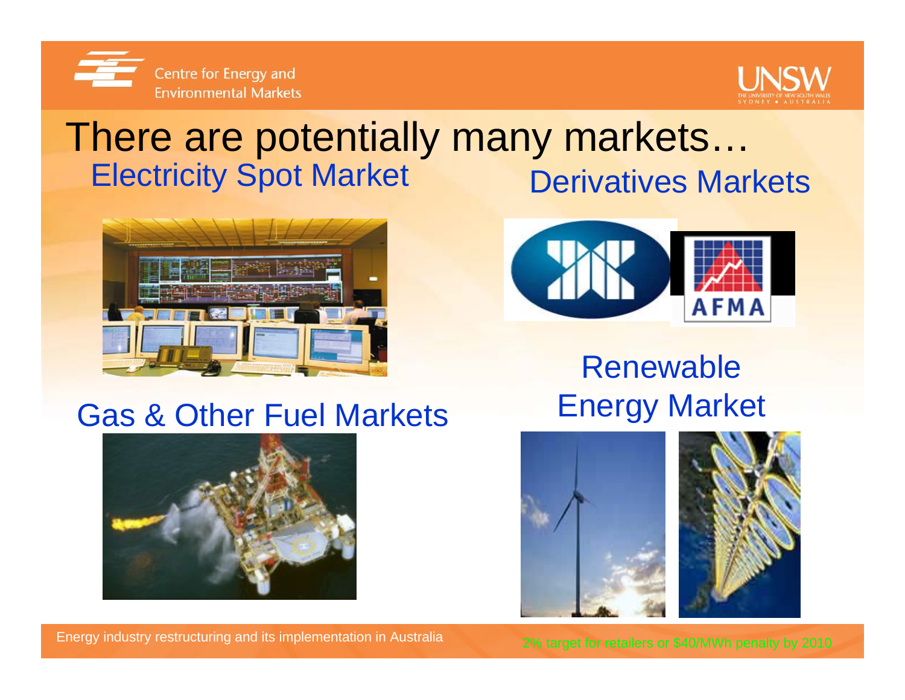# There are potentially many markets…

## Electricity Spot Market

## Derivatives Markets

AFMA

## Gas & Other Fuel Markets

## Renewable Energy Market

2% target for retailers or $40/MWh penalty by 2010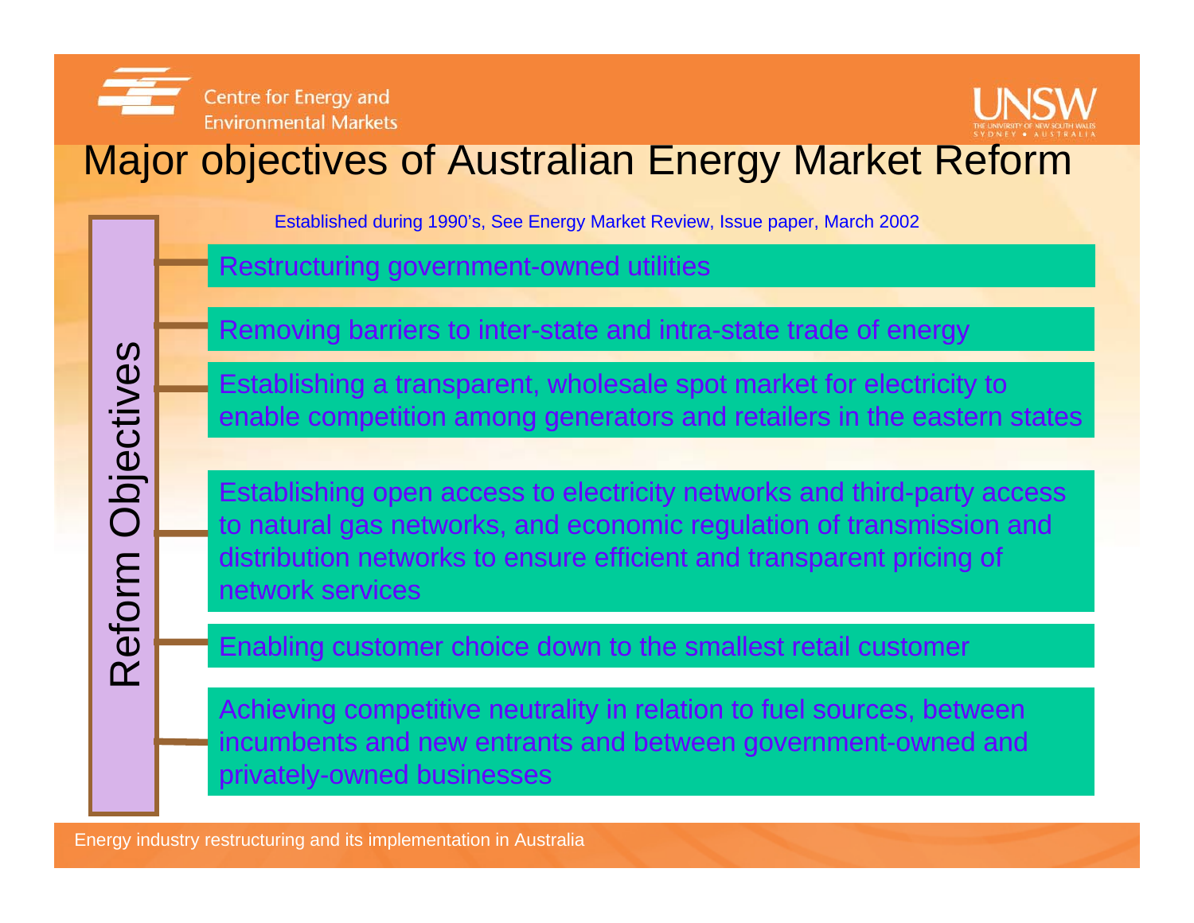# Major objectives of Australian Energy Market Reform

Established during 1990's, See Energy Market Review, Issue paper, March 2002

**Reform Objectives**

- Restructuring government-owned utilities
- Removing barriers to inter-state and intra-state trade of energy
- Establishing a transparent, wholesale spot market for electricity to enable competition among generators and retailers in the eastern states
- Establishing open access to electricity networks and third-party access to natural gas networks, and economic regulation of transmission and distribution networks to ensure efficient and transparent pricing of network services
- Enabling customer choice down to the smallest retail customer
- Achieving competitive neutrality in relation to fuel sources, between incumbents and new entrants and between government-owned and privately-owned businesses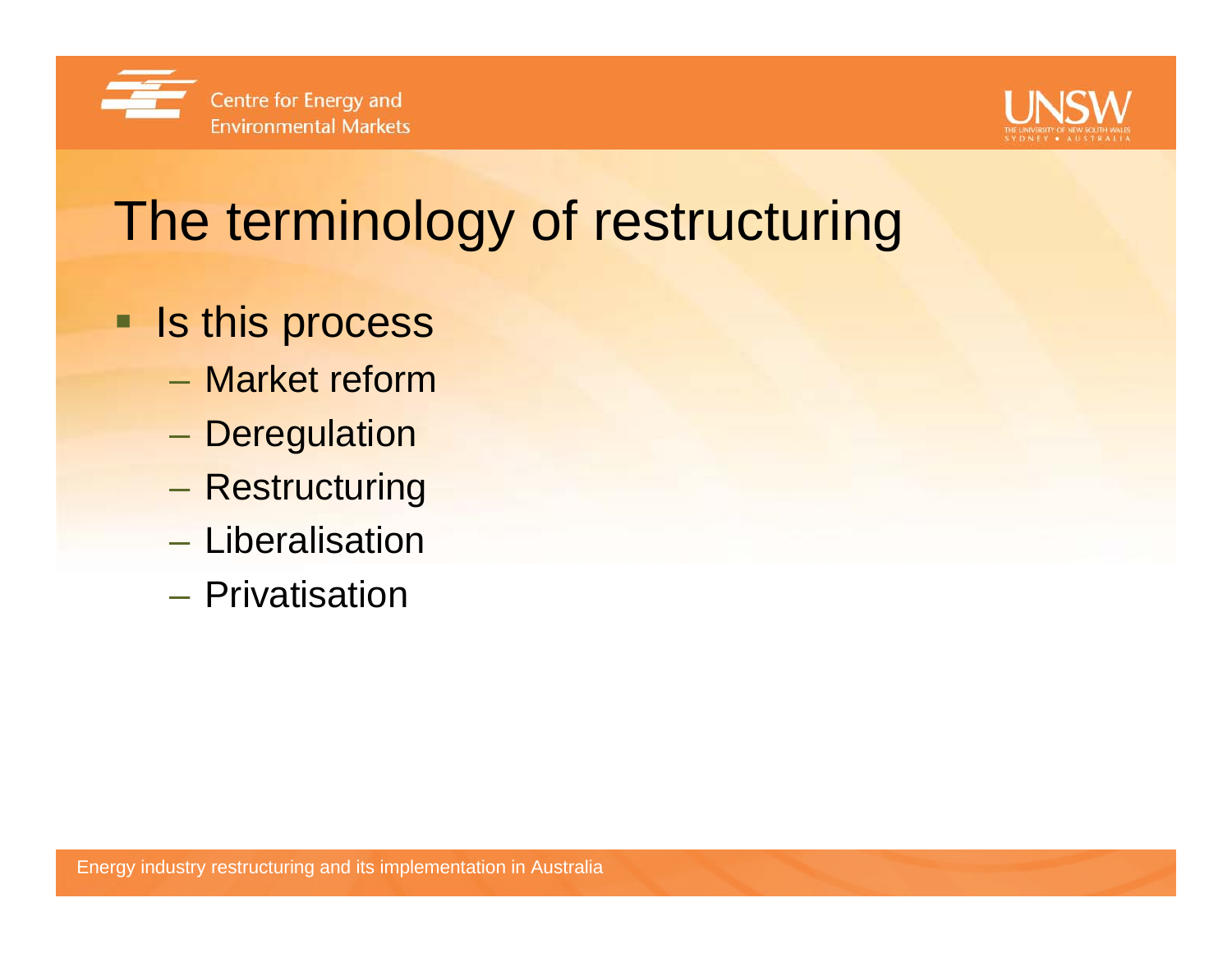# The terminology of restructuring

- Is this process
  - Market reform
  - Deregulation
  - Restructuring
  - Liberalisation
  - Privatisation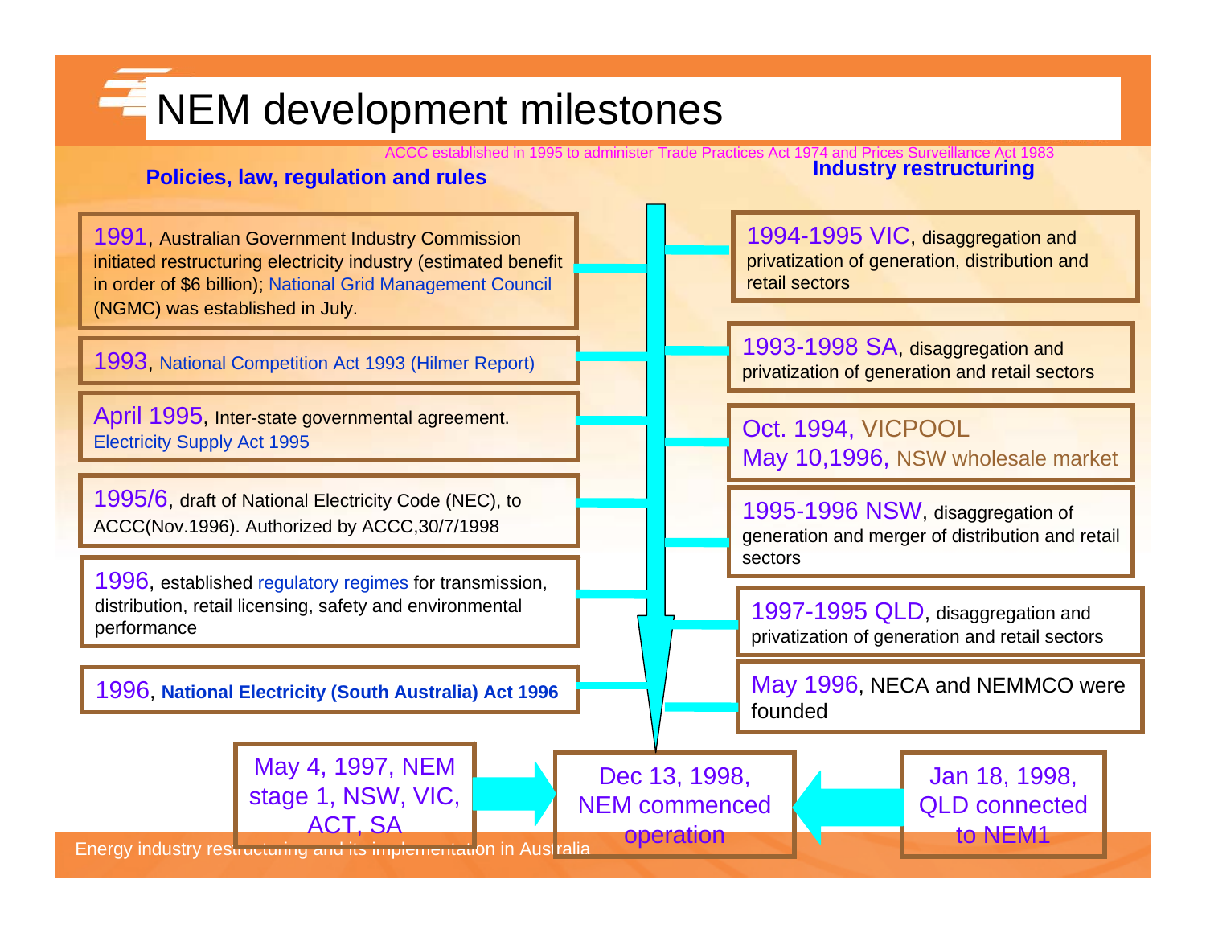# NEM development milestones

ACCC established in 1995 to administer Trade Practices Act 1974 and Prices Surveillance Act 1983

## Policies, law, regulation and rules

- 1991, Australian Government Industry Commission initiated restructuring electricity industry (estimated benefit in order of $6 billion); National Grid Management Council (NGMC) was established in July.
- 1993, National Competition Act 1993 (Hilmer Report)
- April 1995, Inter-state governmental agreement. Electricity Supply Act 1995
- 1995/6, draft of National Electricity Code (NEC), to ACCC(Nov.1996). Authorized by ACCC,30/7/1998
- 1996, established regulatory regimes for transmission, distribution, retail licensing, safety and environmental performance
- 1996, **National Electricity (South Australia) Act 1996**

## Industry restructuring

- 1994-1995 VIC, disaggregation and privatization of generation, distribution and retail sectors
- 1993-1998 SA, disaggregation and privatization of generation and retail sectors
- Oct. 1994, VICPOOL
  May 10,1996, NSW wholesale market
- 1995-1996 NSW, disaggregation of generation and merger of distribution and retail sectors
- 1997-1995 QLD, disaggregation and privatization of generation and retail sectors
- May 1996, NECA and NEMMCO were founded

May 4, 1997, NEM stage 1, NSW, VIC, ACT, SA → Dec 13, 1998, NEM commenced operation ← Jan 18, 1998, QLD connected to NEM1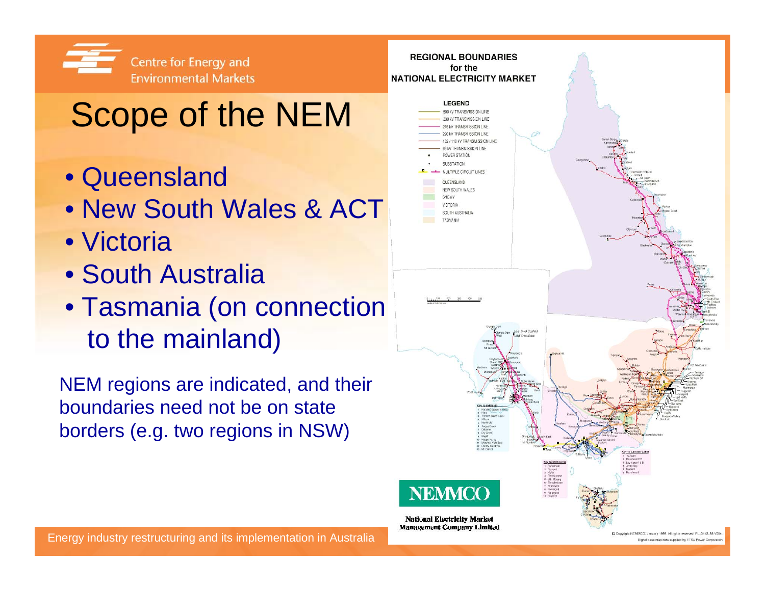# Scope of the NEM

- Queensland
- New South Wales & ACT
- Victoria
- South Australia
- Tasmania (on connection to the mainland)

NEM regions are indicated, and their boundaries need not be on state borders (e.g. two regions in NSW)

**REGIONAL BOUNDARIES for the NATIONAL ELECTRICITY MARKET**

**LEGEND**

- 500 kV TRANSMISSION LINE
- 330 kV TRANSMISSION LINE
- 275 kV TRANSMISSION LINE
- 220 kV TRANSMISSION LINE
- 132 / 110 kV TRANSMISSION LINE
- 66 kV TRANSMISSION LINE
- POWER STATION
- SUBSTATION
- MULTIPLE CIRCUIT LINES
- QUEENSLAND
- NEW SOUTH WALES
- SNOWY
- VICTORIA
- SOUTH AUSTRALIA
- TASMANIA

**NEMMCO**

National Electricity Market Management Company Limited

© Copyright NEMMCO. January 1999. All rights reserved. PL_0112_56 V004

Digital base map data supplied by ETSA Power Corporation.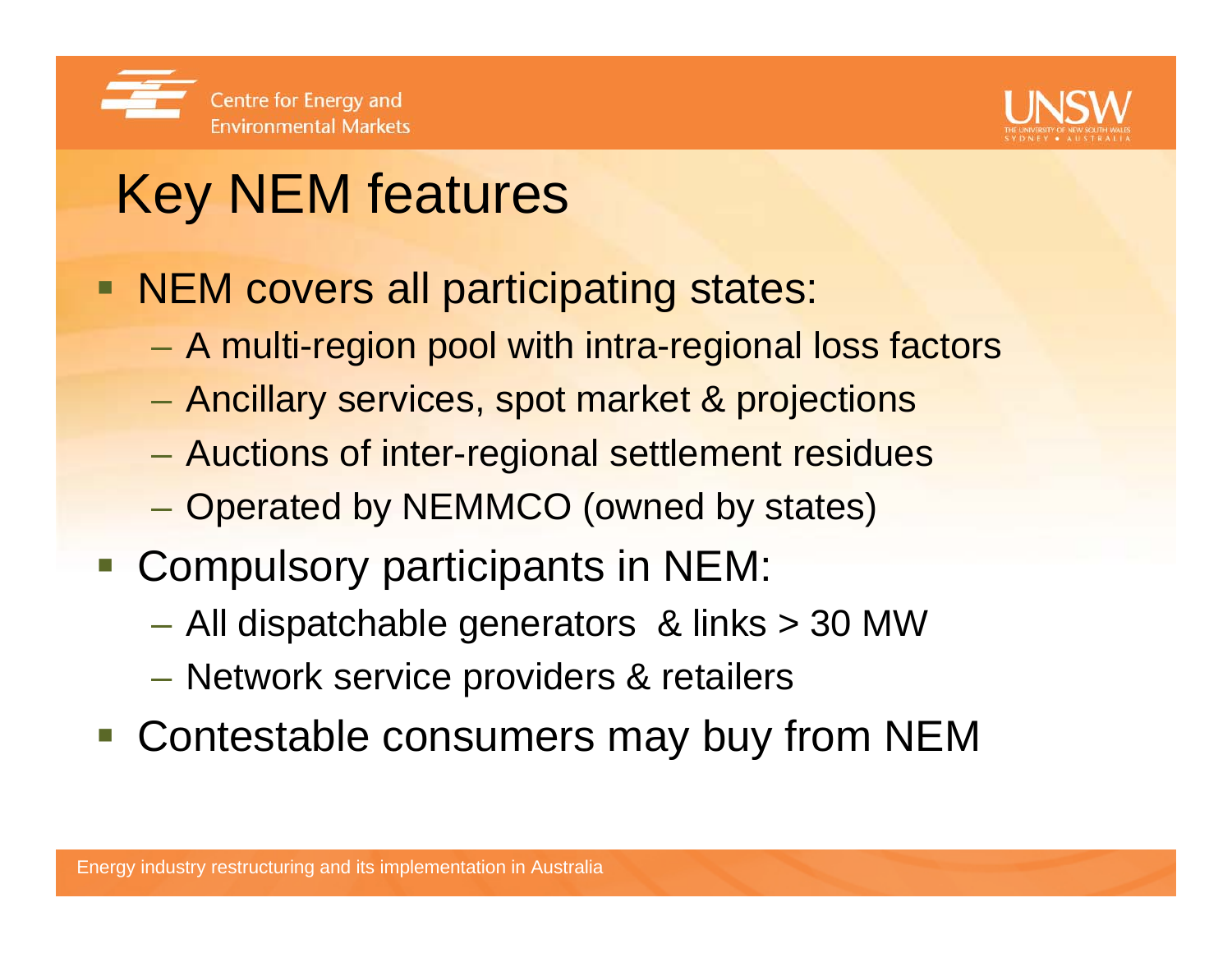# Key NEM features

- NEM covers all participating states:
  - A multi-region pool with intra-regional loss factors
  - Ancillary services, spot market & projections
  - Auctions of inter-regional settlement residues
  - Operated by NEMMCO (owned by states)
- Compulsory participants in NEM:
  - All dispatchable generators & links > 30 MW
  - Network service providers & retailers
- Contestable consumers may buy from NEM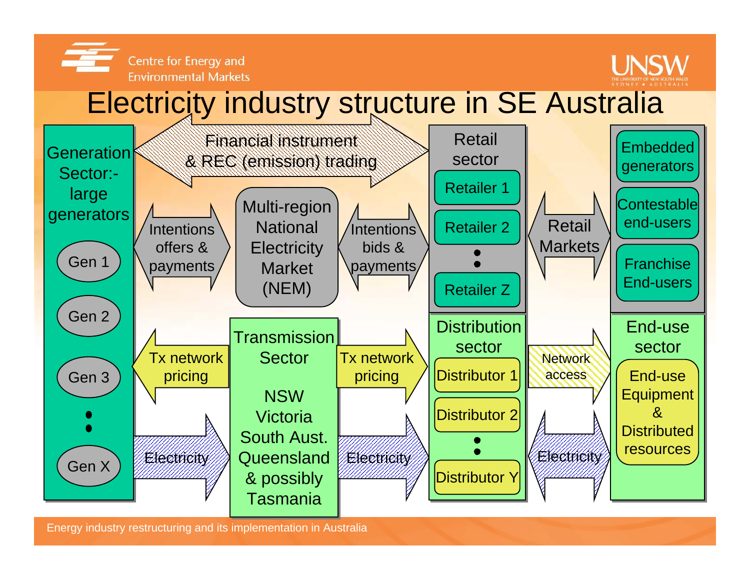# Electricity industry structure in SE Australia

**Generation Sector:- large generators**
- Gen 1
- Gen 2
- Gen 3
- •
- •
- Gen X

Financial instrument & REC (emission) trading

Intentions offers & payments

Multi-region National Electricity Market (NEM)

Intentions bids & payments

**Retail sector**
- Retailer 1
- Retailer 2
- •
- •
- Retailer Z

Retail Markets

- Embedded generators
- Contestable end-users
- Franchise End-users

Tx network pricing

**Transmission Sector**

NSW
Victoria
South Aust.
Queensland
& possibly
Tasmania

Tx network pricing

**Distribution sector**
- Distributor 1
- Distributor 2
- •
- •
- Distributor Y

Network access

**End-use sector**
- End-use Equipment & Distributed resources

Electricity

Electricity

Electricity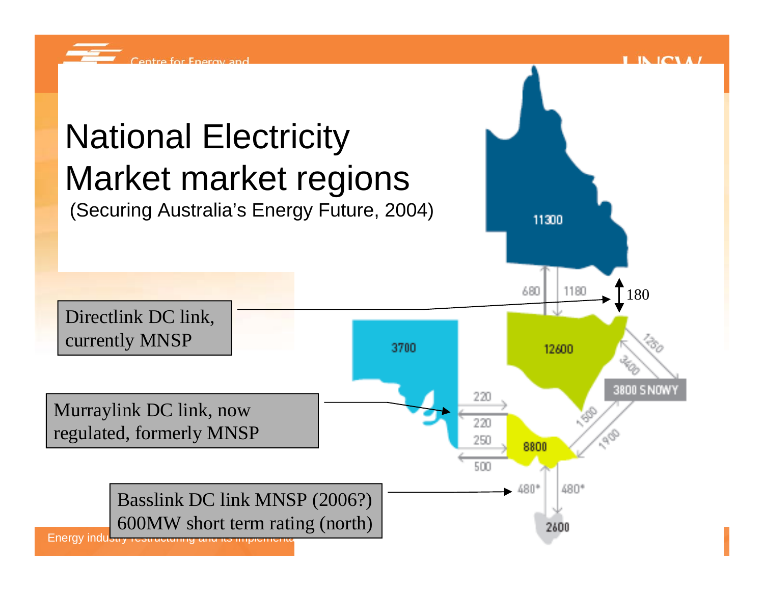# National Electricity Market market regions

(Securing Australia's Energy Future, 2004)

Directlink DC link, currently MNSP

Murraylink DC link, now regulated, formerly MNSP

Basslink DC link MNSP (2006?) 600MW short term rating (north)

11300

680

1180

180

3700

12600

1250

3400

3800 SNOWY

220

220

250

500

1500

1900

8800

480*

480*

2600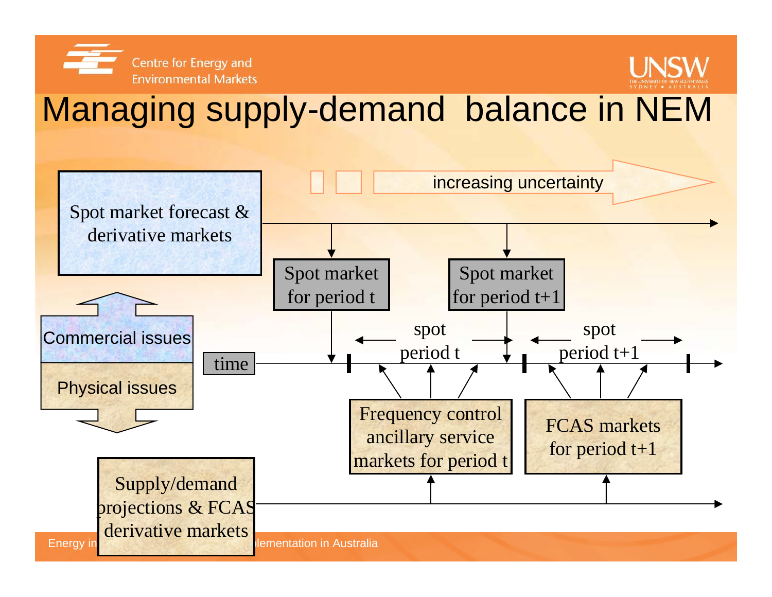# Managing supply-demand balance in NEM

increasing uncertainty

Spot market forecast & derivative markets

Spot market for period t

Spot market for period t+1

Commercial issues

Physical issues

time

spot period t

spot period t+1

Frequency control ancillary service markets for period t

FCAS markets for period t+1

Supply/demand projections & FCAS derivative markets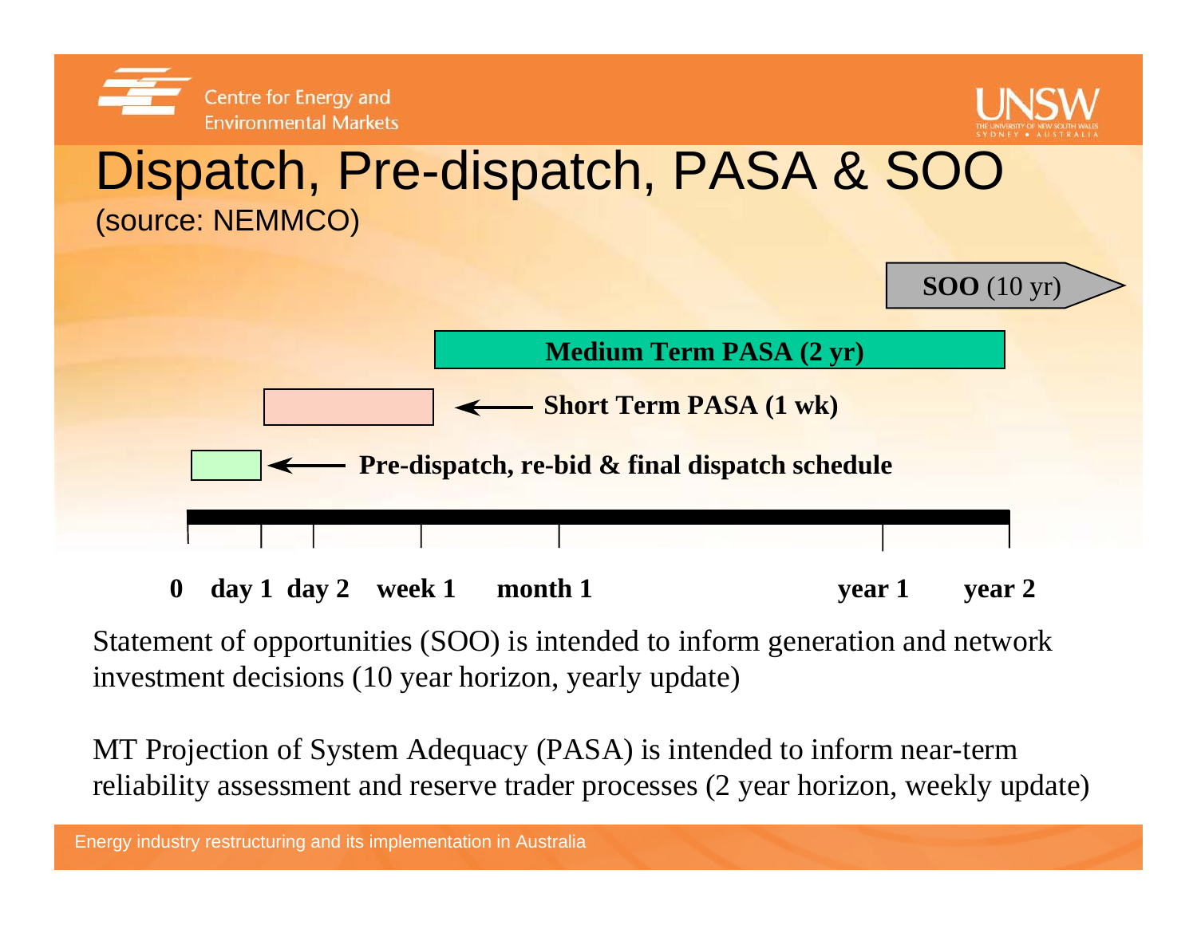# Dispatch, Pre-dispatch, PASA & SOO

(source: NEMMCO)

**SOO** (10 yr)

**Medium Term PASA (2 yr)**

**Short Term PASA (1 wk)**

**Pre-dispatch, re-bid & final dispatch schedule**

**0 day 1 day 2 week 1 month 1 year 1 year 2**

Statement of opportunities (SOO) is intended to inform generation and network investment decisions (10 year horizon, yearly update)

MT Projection of System Adequacy (PASA) is intended to inform near-term reliability assessment and reserve trader processes (2 year horizon, weekly update)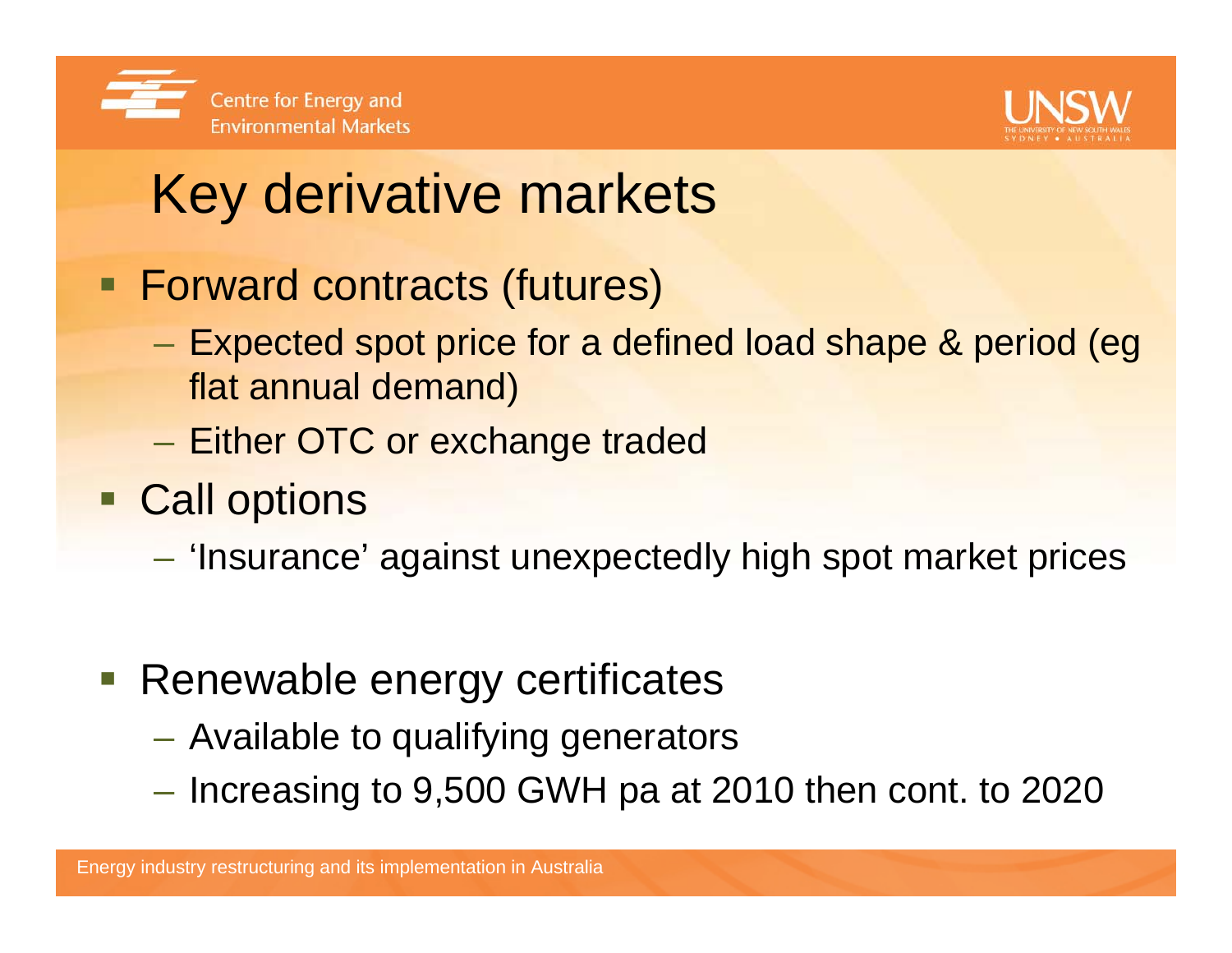# Key derivative markets

- Forward contracts (futures)
  - Expected spot price for a defined load shape & period (eg flat annual demand)
  - Either OTC or exchange traded
- Call options
  - 'Insurance' against unexpectedly high spot market prices
- Renewable energy certificates
  - Available to qualifying generators
  - Increasing to 9,500 GWH pa at 2010 then cont. to 2020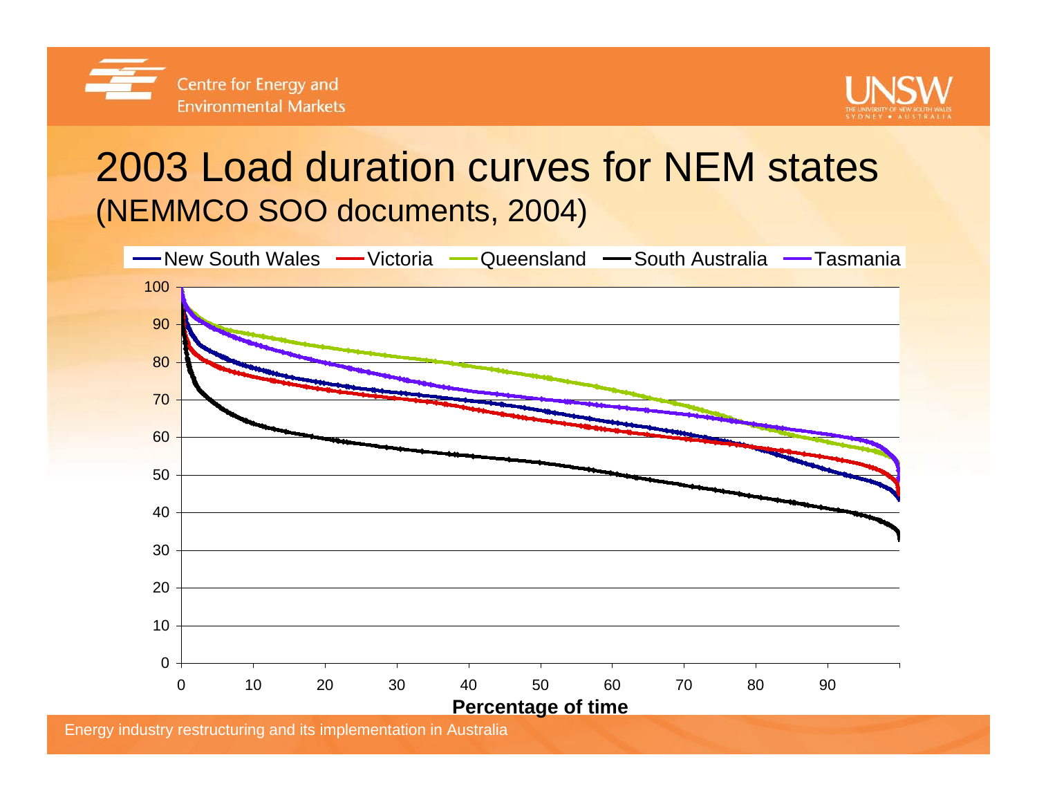# 2003 Load duration curves for NEM states

(NEMMCO SOO documents, 2004)

New South Wales — Victoria — Queensland — South Australia — Tasmania

Percentage of time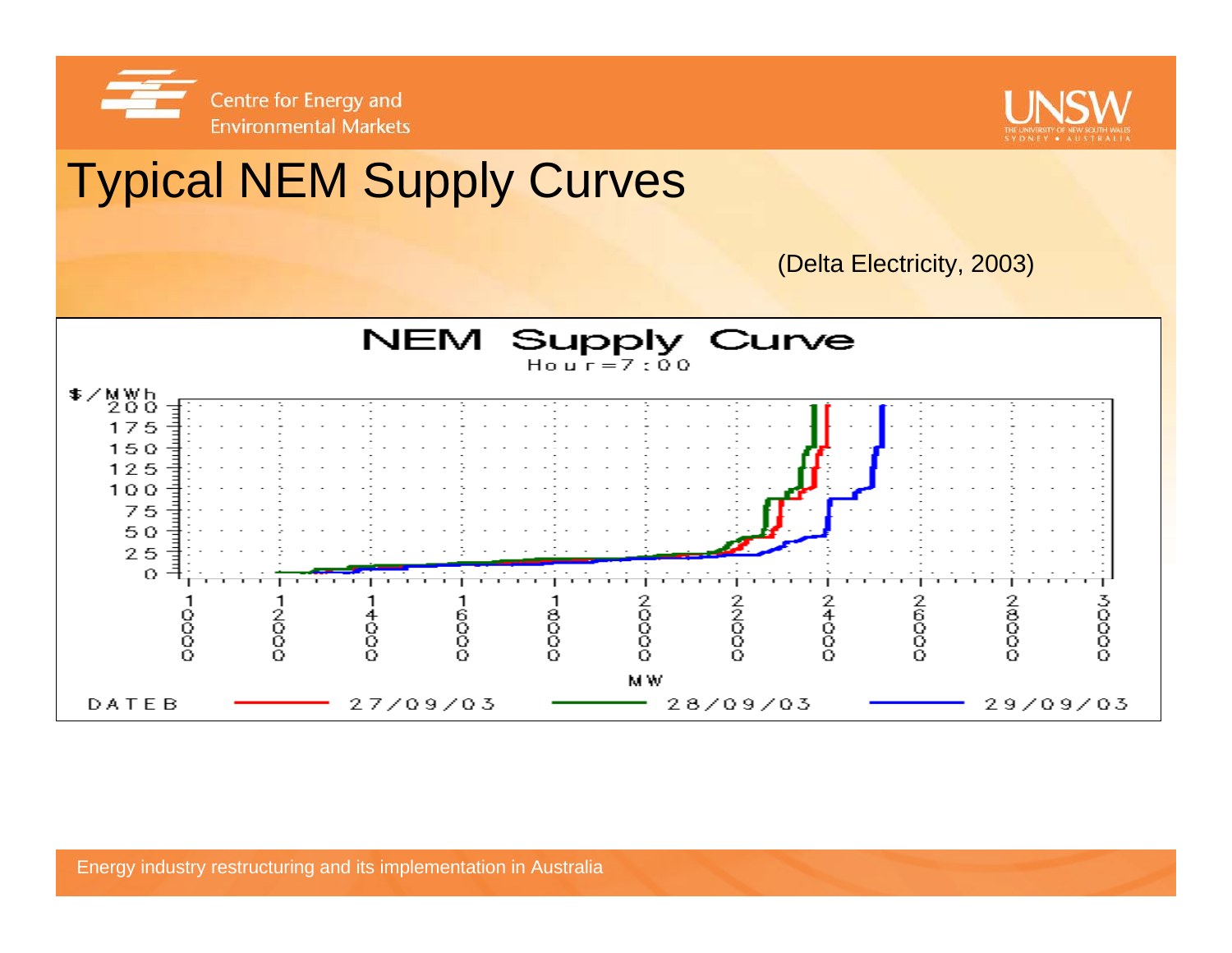# Typical NEM Supply Curves

(Delta Electricity, 2003)

NEM Supply Curve

Hour=7:00

$/MWh

MW

DATEB — 27/09/03 — 28/09/03 — 29/09/03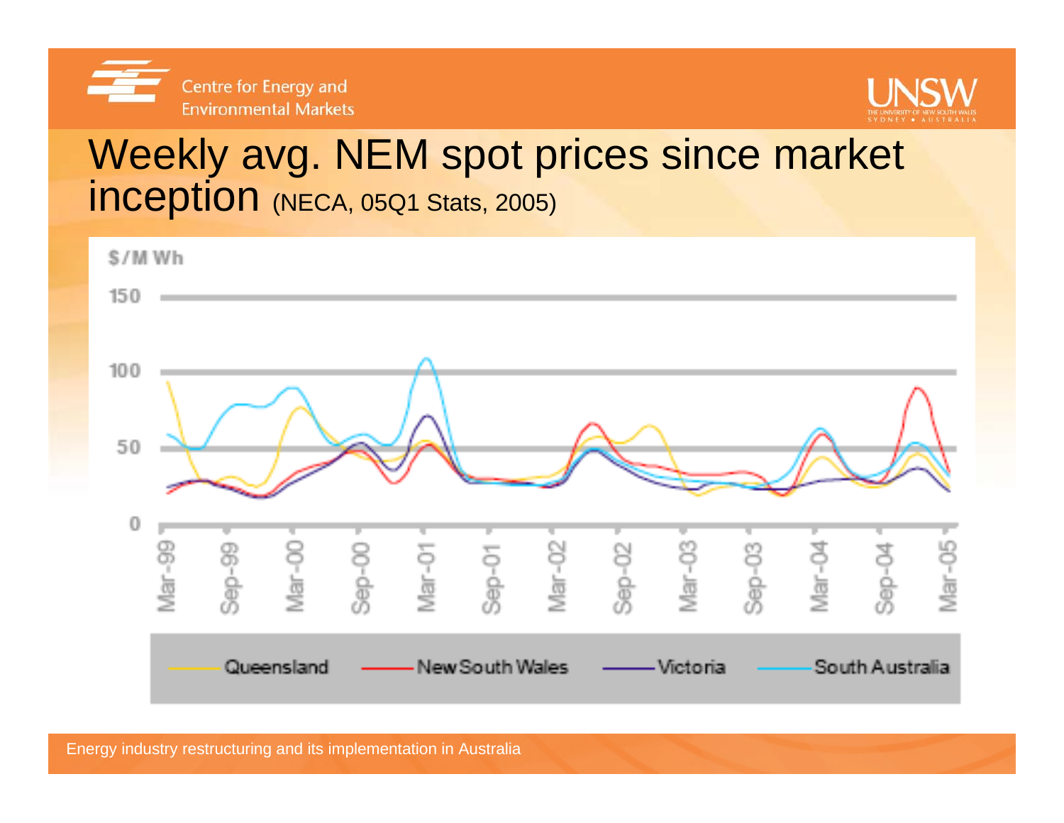# Weekly avg. NEM spot prices since market inception (NECA, 05Q1 Stats, 2005)

$/MWh

150

100

50

0

Mar-99 Sep-99 Mar-00 Sep-00 Mar-01 Sep-01 Mar-02 Sep-02 Mar-03 Sep-03 Mar-04 Sep-04 Mar-05

Queensland — New South Wales — Victoria — South Australia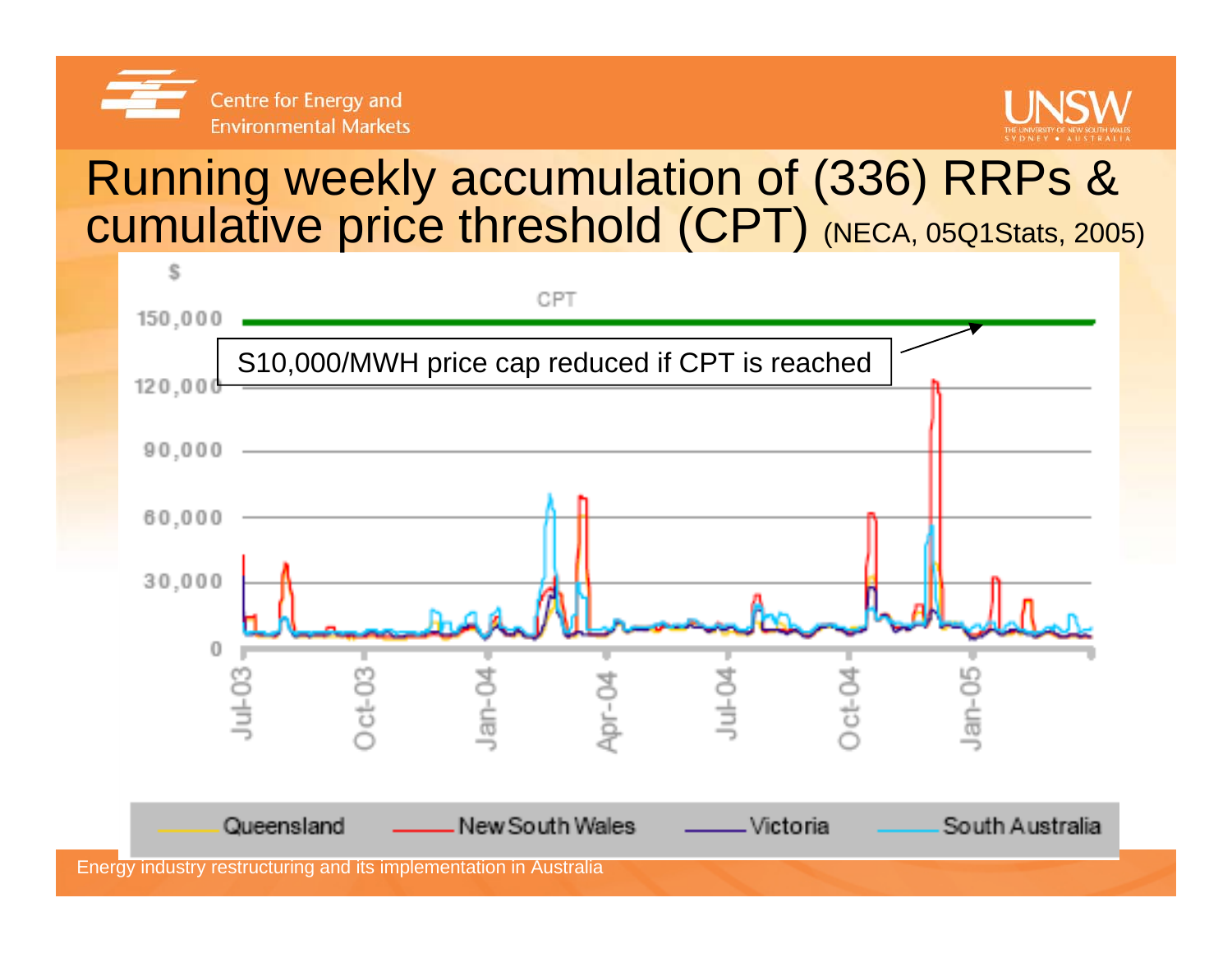# Running weekly accumulation of (336) RRPs & cumulative price threshold (CPT) (NECA, 05Q1Stats, 2005)

$

CPT

150,000

S10,000/MWH price cap reduced if CPT is reached

120,000

90,000

60,000

30,000

0

Jul-03 Oct-03 Jan-04 Apr-04 Jul-04 Oct-04 Jan-05

Queensland — New South Wales — Victoria — South Australia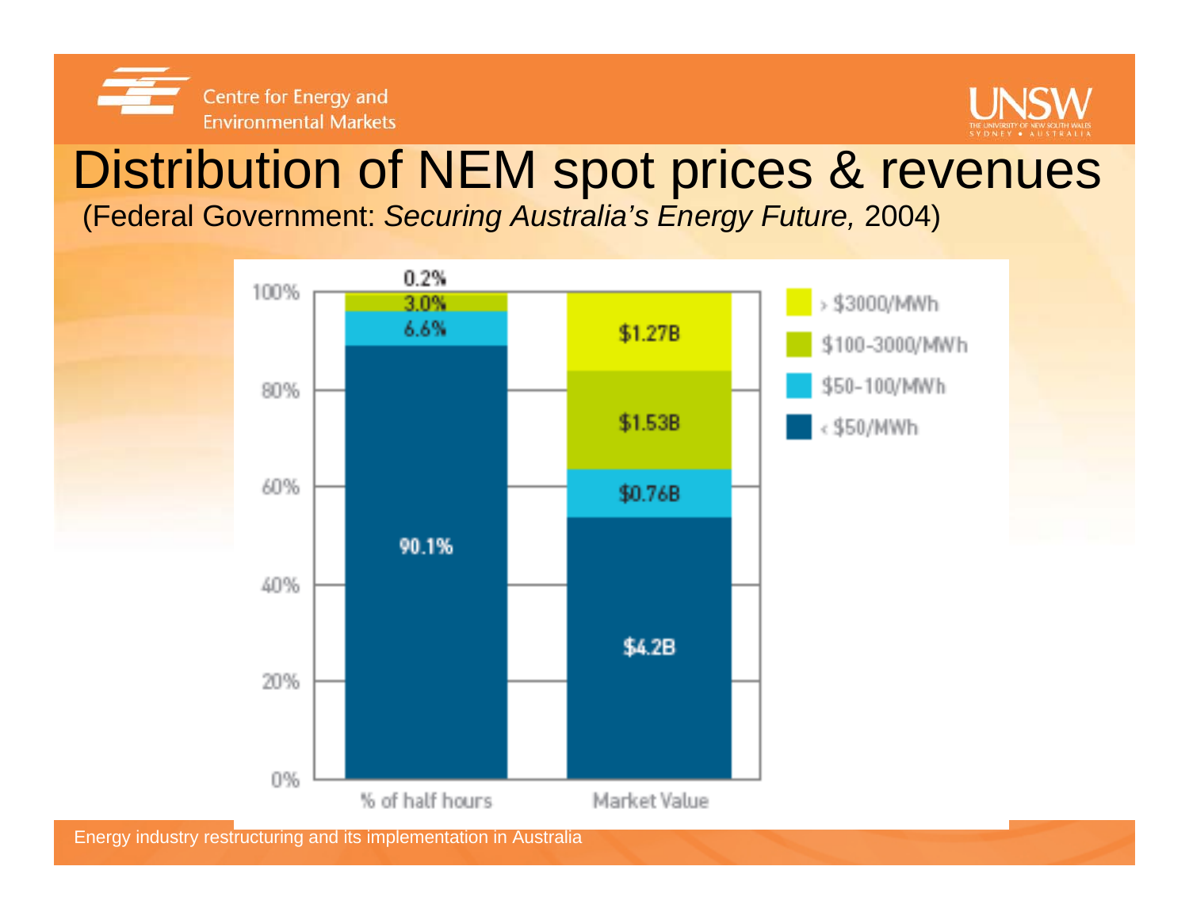# Distribution of NEM spot prices & revenues

(Federal Government: *Securing Australia's Energy Future,* 2004)

| Price band | % of half hours | Market Value |
|---|---|---|
| > $3000/MWh | 0.2% | $1.27B |
| $100-3000/MWh | 3.0% | $1.53B |
| $50-100/MWh | 6.6% | $0.76B |
| < $50/MWh | 90.1% | $4.2B |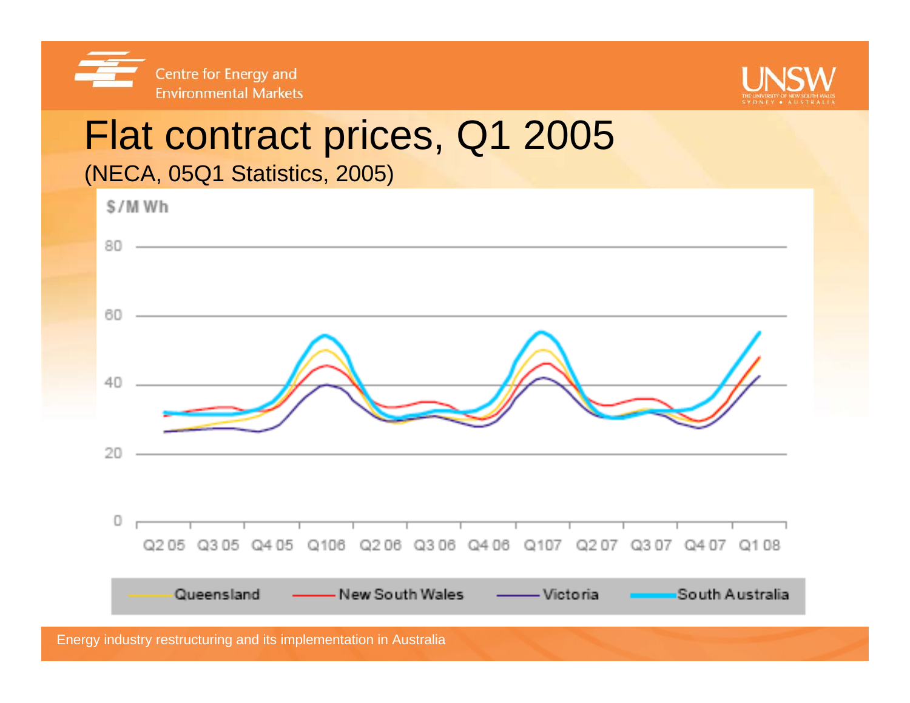# Flat contract prices, Q1 2005

(NECA, 05Q1 Statistics, 2005)

$/MWh

80

60

40

20

0

Q2 05 Q3 05 Q4 05 Q106 Q2 06 Q3 06 Q4 06 Q107 Q2 07 Q3 07 Q4 07 Q1 08

Queensland New South Wales Victoria South Australia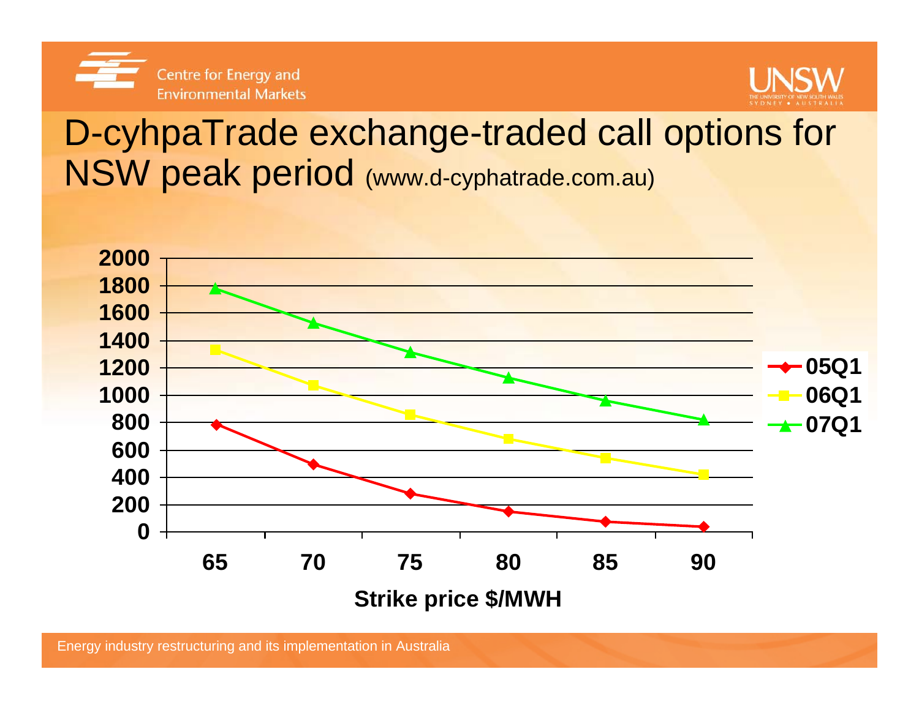# D-cyhpaTrade exchange-traded call options for NSW peak period (www.d-cyphatrade.com.au)

| Strike price $/MWH | 05Q1 | 06Q1 | 07Q1 |
|---|---|---|---|
| 65 | 780 | 1330 | 1775 |
| 70 | 495 | 1070 | 1525 |
| 75 | 280 | 855 | 1310 |
| 80 | 150 | 680 | 1125 |
| 85 | 75 | 540 | 960 |
| 90 | 40 | 420 | 820 |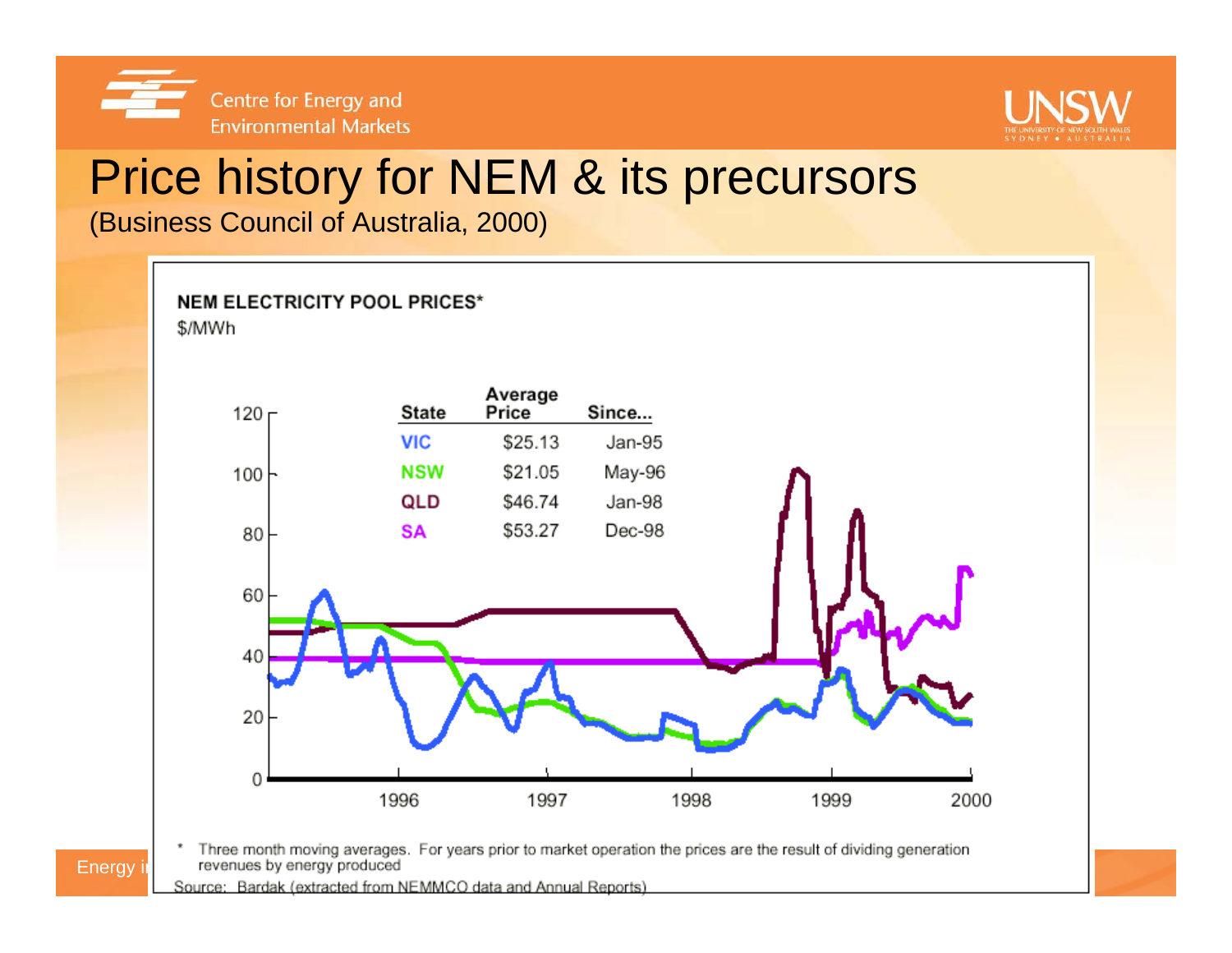# Price history for NEM & its precursors

(Business Council of Australia, 2000)

**NEM ELECTRICITY POOL PRICES***

$/MWh

| State | Average Price | Since... |
|---|---|---|
| VIC | $25.13 | Jan-95 |
| NSW | $21.05 | May-96 |
| QLD | $46.74 | Jan-98 |
| SA | $53.27 | Dec-98 |

\* Three month moving averages. For years prior to market operation the prices are the result of dividing generation revenues by energy produced

Source: Bardak (extracted from NEMMCO data and Annual Reports)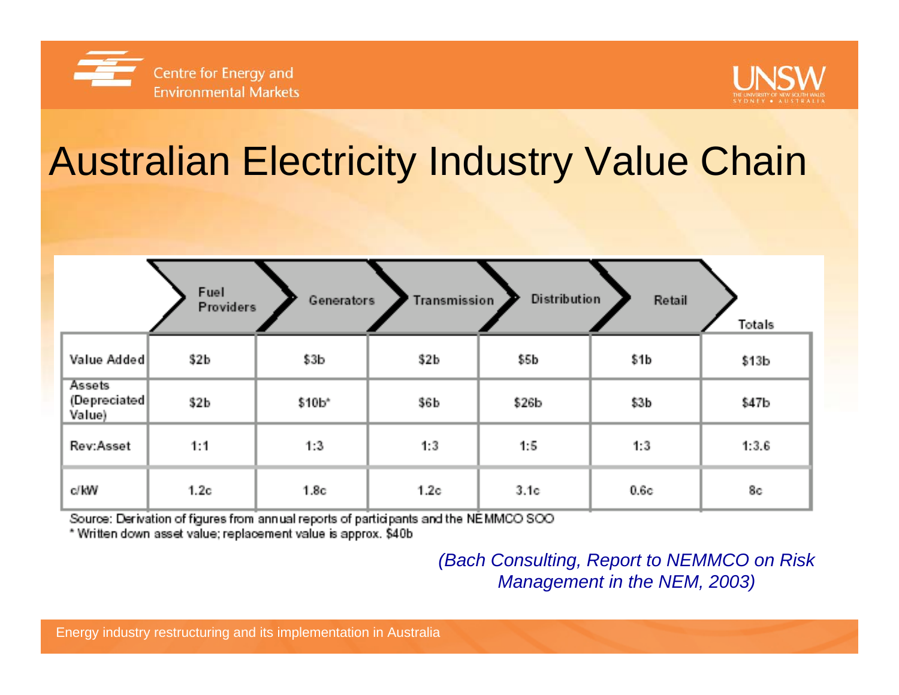# Australian Electricity Industry Value Chain

| | Fuel Providers | Generators | Transmission | Distribution | Retail | Totals |
|---|---|---|---|---|---|---|
| Value Added | $2b | $3b | $2b | $5b | $1b | $13b |
| Assets (Depreciated Value) | $2b | $10b* | $6b | $26b | $3b | $47b |
| Rev:Asset | 1:1 | 1:3 | 1:3 | 1:5 | 1:3 | 1:3.6 |
| c/kW | 1.2c | 1.8c | 1.2c | 3.1c | 0.6c | 8c |

Source: Derivation of figures from annual reports of participants and the NEMMCO SOO

* Written down asset value; replacement value is approx. $40b

*(Bach Consulting, Report to NEMMCO on Risk Management in the NEM, 2003)*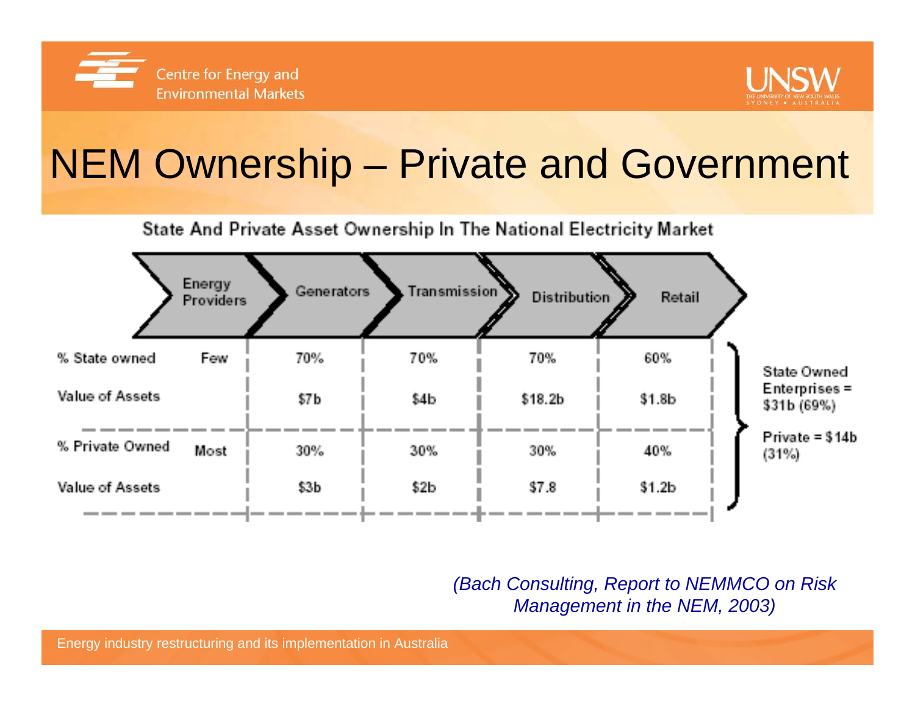# NEM Ownership – Private and Government

State And Private Asset Ownership In The National Electricity Market

| | Energy Providers | Generators | Transmission | Distribution | Retail |
|---|---|---|---|---|---|
| % State owned | Few | 70% | 70% | 70% | 60% |
| Value of Assets | | $7b | $4b | $18.2b | $1.8b |
| % Private Owned | Most | 30% | 30% | 30% | 40% |
| Value of Assets | | $3b | $2b | $7.8 | $1.2b |

State Owned Enterprises = $31b (69%)

Private = $14b (31%)

*(Bach Consulting, Report to NEMMCO on Risk Management in the NEM, 2003)*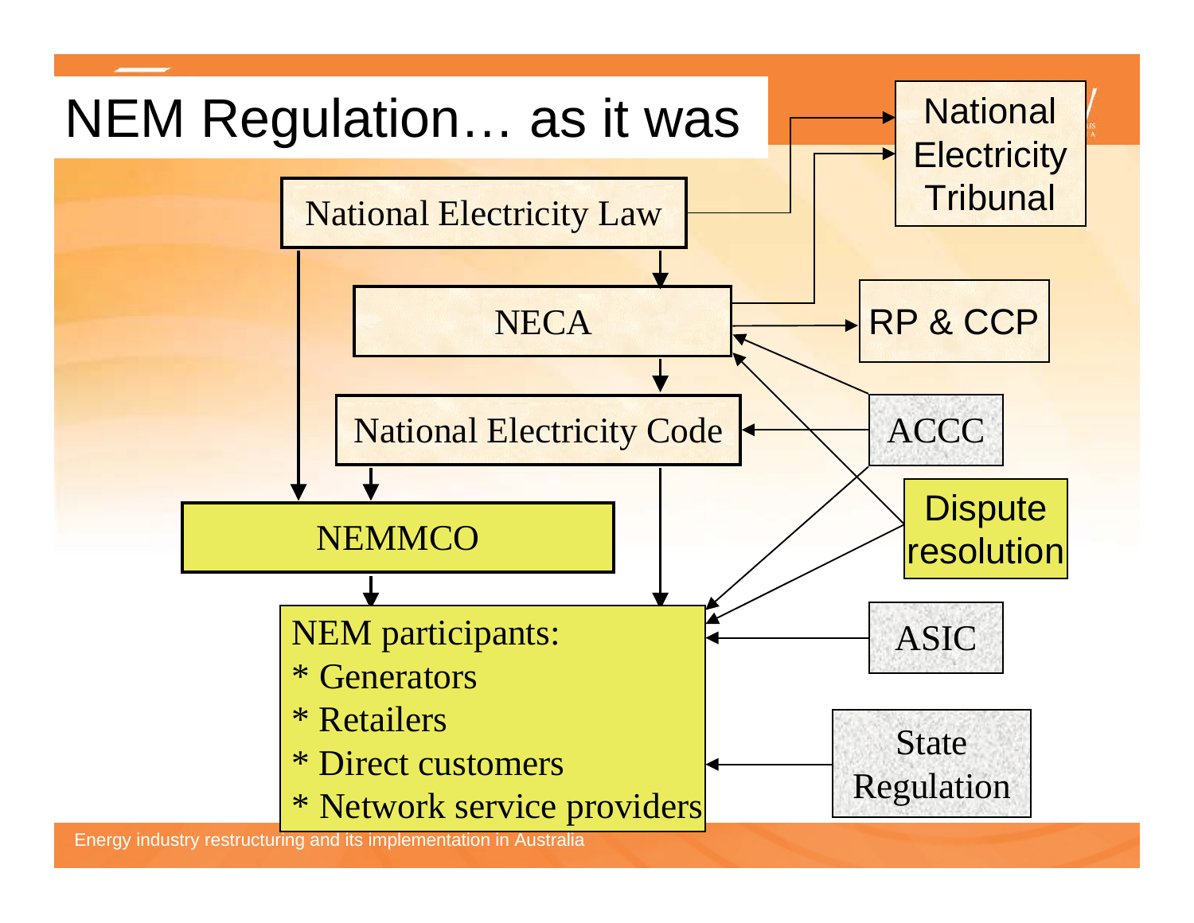# NEM Regulation… as it was

National Electricity Law

NECA

National Electricity Code

NEMMCO

NEM participants:
* Generators
* Retailers
* Direct customers
* Network service providers

National Electricity Tribunal

RP & CCP

ACCC

Dispute resolution

ASIC

State Regulation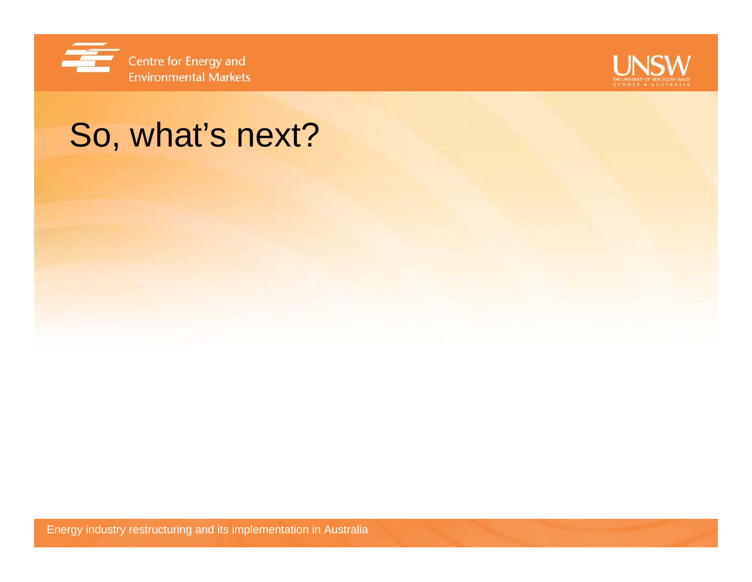# So, what's next?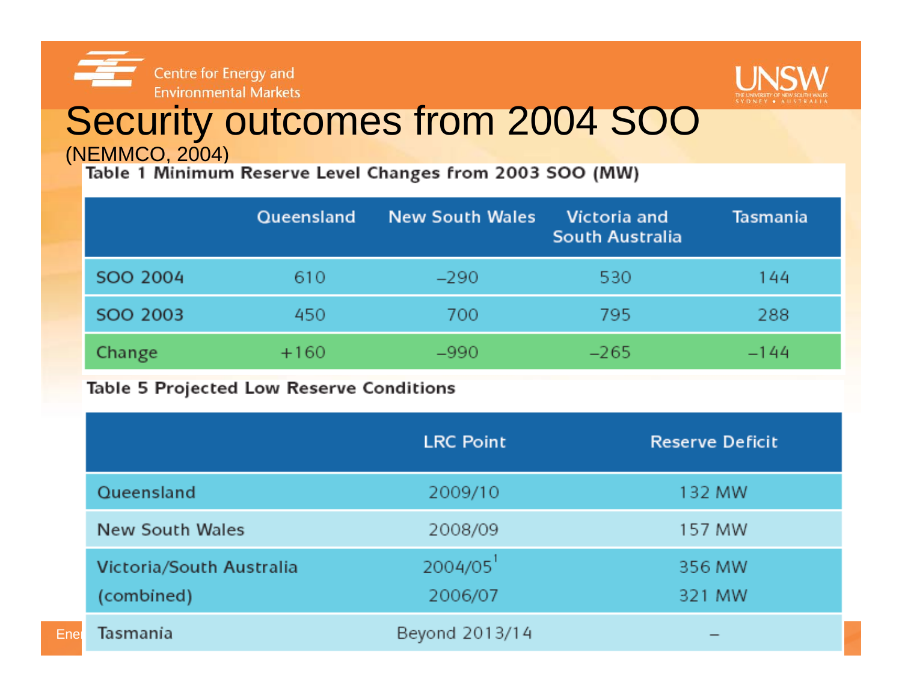# Security outcomes from 2004 SOO

(NEMMCO, 2004)

**Table 1 Minimum Reserve Level Changes from 2003 SOO (MW)**

| | Queensland | New South Wales | Victoria and South Australia | Tasmania |
|---|---|---|---|---|
| SOO 2004 | 610 | –290 | 530 | 144 |
| SOO 2003 | 450 | 700 | 795 | 288 |
| Change | +160 | –990 | –265 | –144 |

**Table 5 Projected Low Reserve Conditions**

| | LRC Point | Reserve Deficit |
|---|---|---|
| Queensland | 2009/10 | 132 MW |
| New South Wales | 2008/09 | 157 MW |
| Victoria/South Australia (combined) | 2004/05[1] | 356 MW |
| | 2006/07 | 321 MW |
| Tasmania | Beyond 2013/14 | – |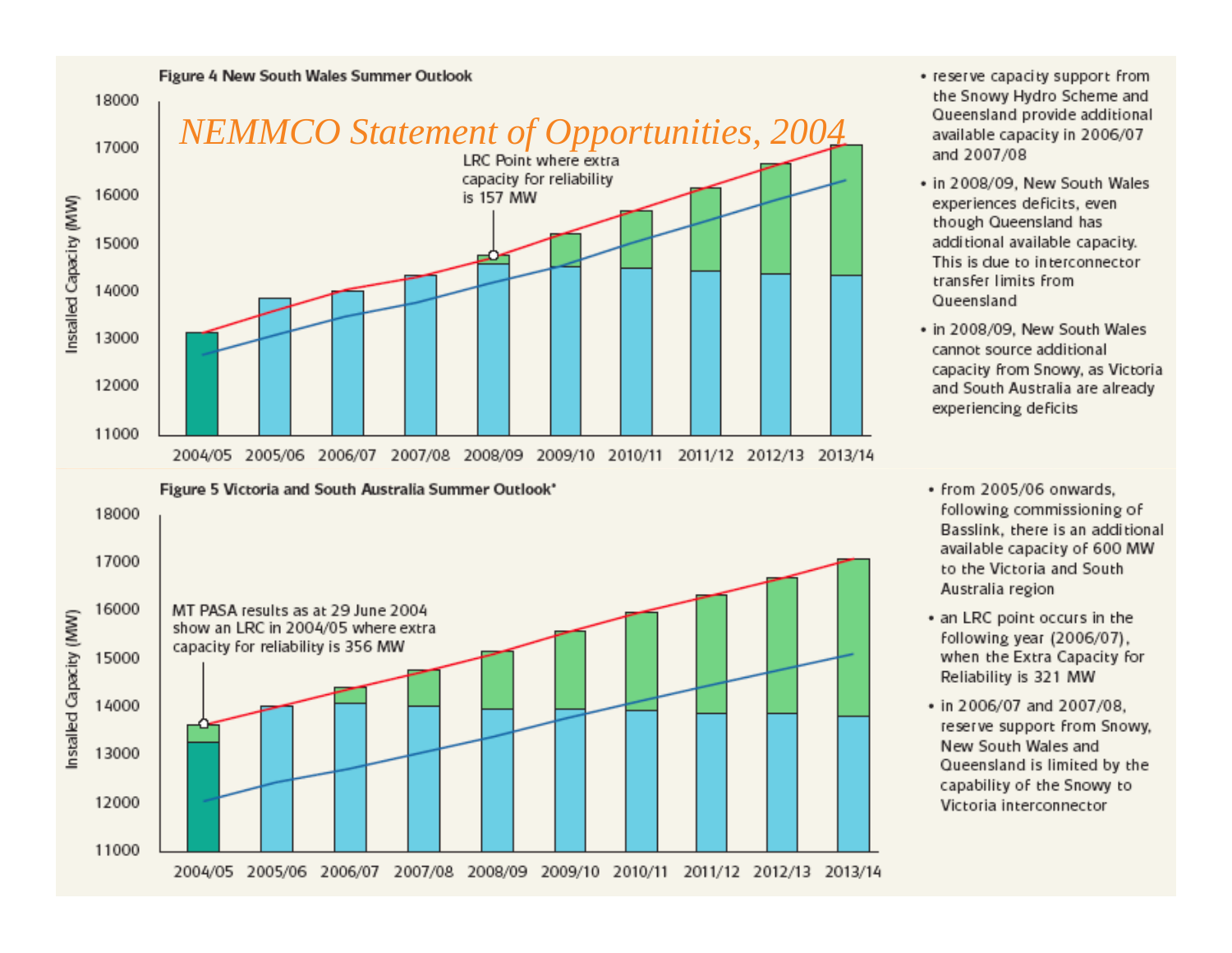*NEMMCO Statement of Opportunities, 2004*

**Figure 4 New South Wales Summer Outlook**

Installed Capacity (MW)

18000, 17000, 16000, 15000, 14000, 13000, 12000, 11000

LRC Point where extra capacity for reliability is 157 MW

2004/05 2005/06 2006/07 2007/08 2008/09 2009/10 2010/11 2011/12 2012/13 2013/14

- reserve capacity support from the Snowy Hydro Scheme and Queensland provide additional available capacity in 2006/07 and 2007/08
- in 2008/09, New South Wales experiences deficits, even though Queensland has additional available capacity. This is due to interconnector transfer limits from Queensland
- in 2008/09, New South Wales cannot source additional capacity from Snowy, as Victoria and South Australia are already experiencing deficits

**Figure 5 Victoria and South Australia Summer Outlook***

Installed Capacity (MW)

18000, 17000, 16000, 15000, 14000, 13000, 12000, 11000

MT PASA results as at 29 June 2004 show an LRC in 2004/05 where extra capacity for reliability is 356 MW

2004/05 2005/06 2006/07 2007/08 2008/09 2009/10 2010/11 2011/12 2012/13 2013/14

- from 2005/06 onwards, following commissioning of Basslink, there is an additional available capacity of 600 MW to the Victoria and South Australia region
- an LRC point occurs in the following year (2006/07), when the Extra Capacity for Reliability is 321 MW
- in 2006/07 and 2007/08, reserve support from Snowy, New South Wales and Queensland is limited by the capability of the Snowy to Victoria interconnector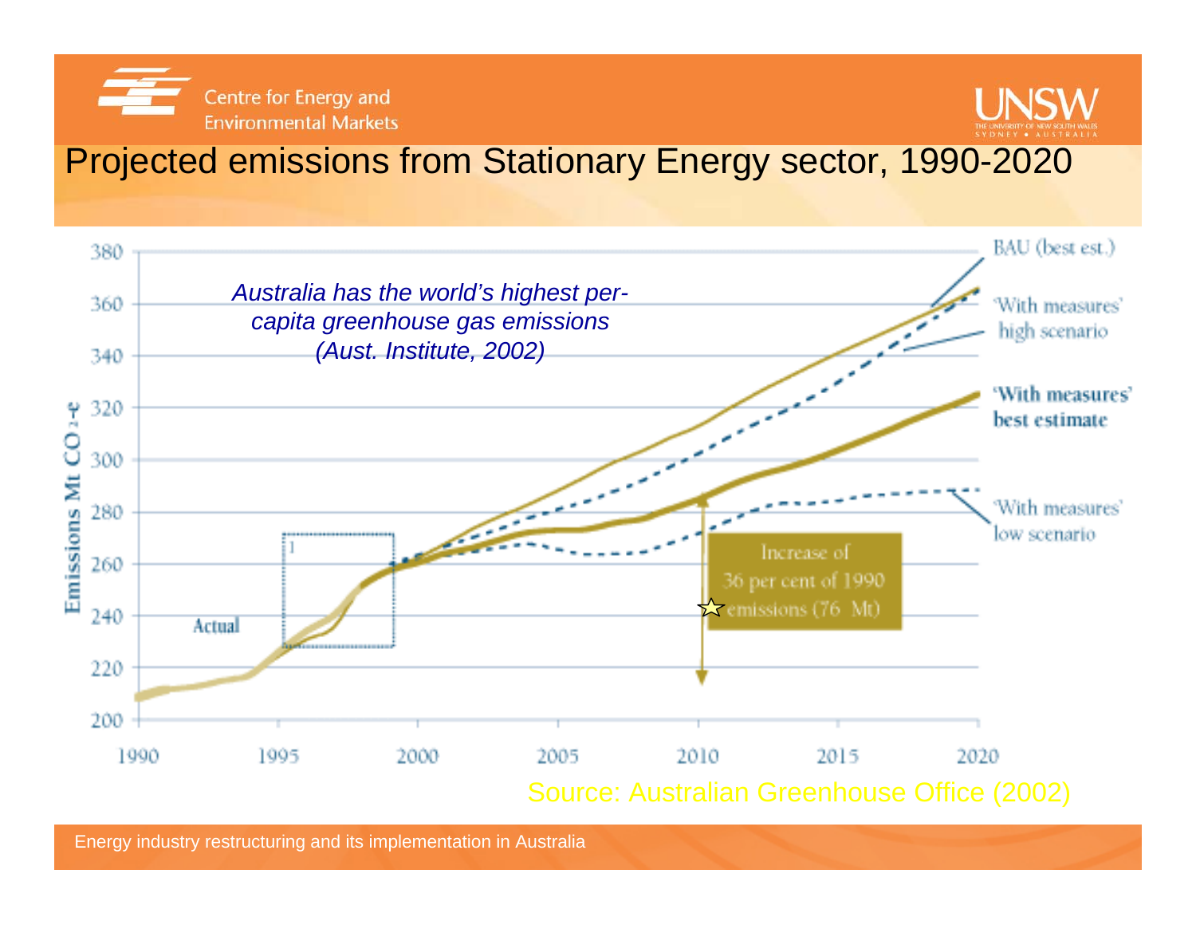# Projected emissions from Stationary Energy sector, 1990-2020

*Australia has the world's highest per-capita greenhouse gas emissions (Aust. Institute, 2002)*

Emissions Mt $CO_2$-e

380
360
340
320
300
280
260
240
220
200

1990 1995 2000 2005 2010 2015 2020

Actual

BAU (best est.)

'With measures' high scenario

**'With measures' best estimate**

'With measures' low scenario

Increase of 36 per cent of 1990 emissions (76 Mt)

Source: Australian Greenhouse Office (2002)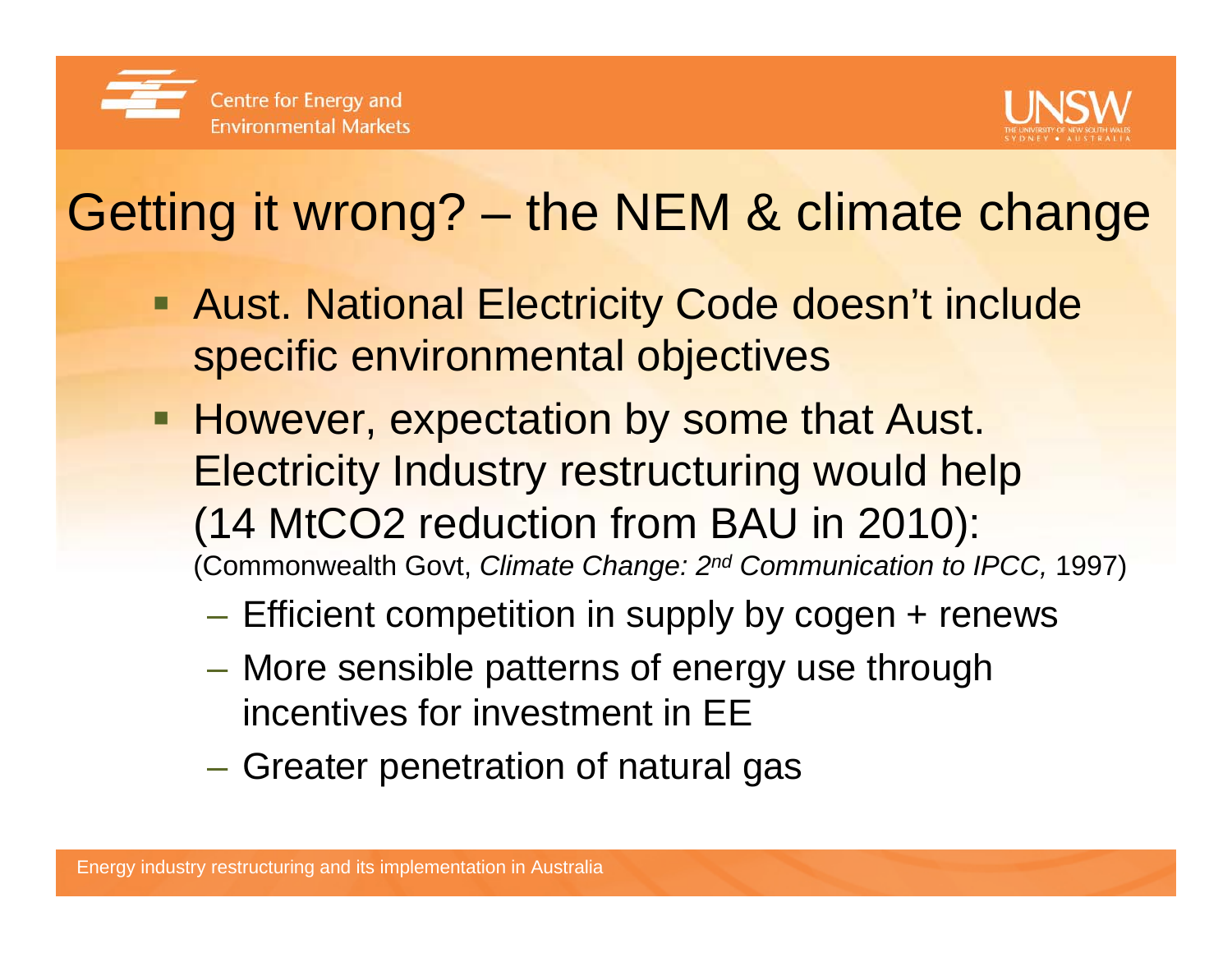# Getting it wrong? – the NEM & climate change

- Aust. National Electricity Code doesn't include specific environmental objectives
- However, expectation by some that Aust. Electricity Industry restructuring would help (14 $MtCO_2$ reduction from BAU in 2010): (Commonwealth Govt, *Climate Change: 2nd Communication to IPCC,* 1997)
  - Efficient competition in supply by cogen + renews
  - More sensible patterns of energy use through incentives for investment in EE
  - Greater penetration of natural gas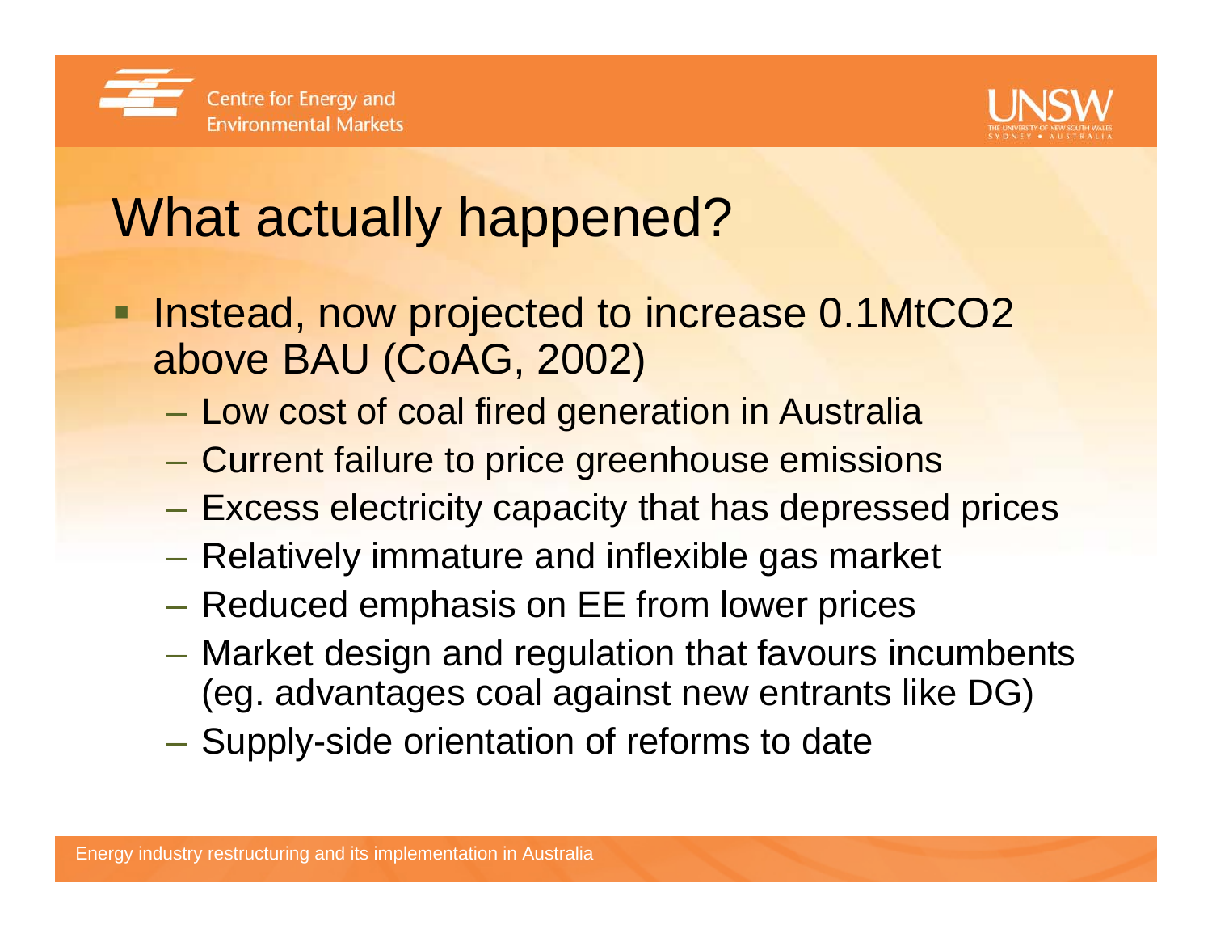# What actually happened?

- Instead, now projected to increase 0.1MtCO2 above BAU (CoAG, 2002)
  - Low cost of coal fired generation in Australia
  - Current failure to price greenhouse emissions
  - Excess electricity capacity that has depressed prices
  - Relatively immature and inflexible gas market
  - Reduced emphasis on EE from lower prices
  - Market design and regulation that favours incumbents (eg. advantages coal against new entrants like DG)
  - Supply-side orientation of reforms to date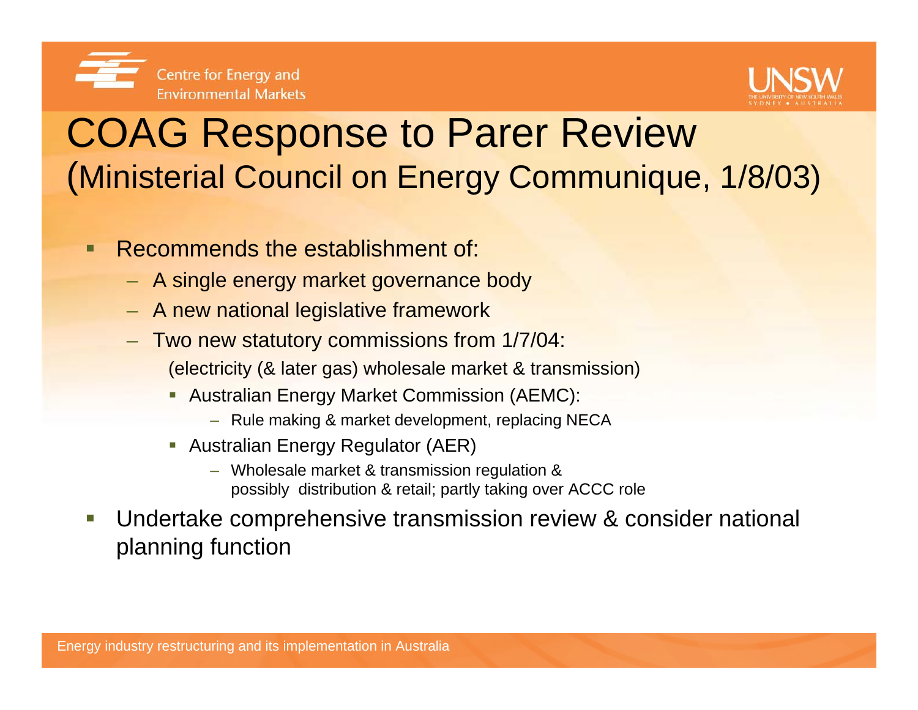# COAG Response to Parer Review
## (Ministerial Council on Energy Communique, 1/8/03)

- Recommends the establishment of:
  - A single energy market governance body
  - A new national legislative framework
  - Two new statutory commissions from 1/7/04:

    (electricity (& later gas) wholesale market & transmission)
    - Australian Energy Market Commission (AEMC):
      - Rule making & market development, replacing NECA
    - Australian Energy Regulator (AER)
      - Wholesale market & transmission regulation & possibly distribution & retail; partly taking over ACCC role
- Undertake comprehensive transmission review & consider national planning function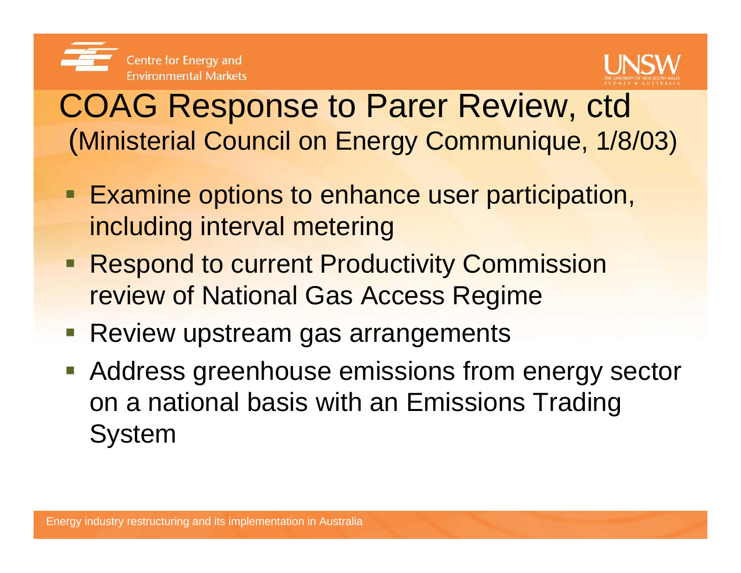# COAG Response to Parer Review, ctd
## (Ministerial Council on Energy Communique, 1/8/03)

- Examine options to enhance user participation, including interval metering
- Respond to current Productivity Commission review of National Gas Access Regime
- Review upstream gas arrangements
- Address greenhouse emissions from energy sector on a national basis with an Emissions Trading System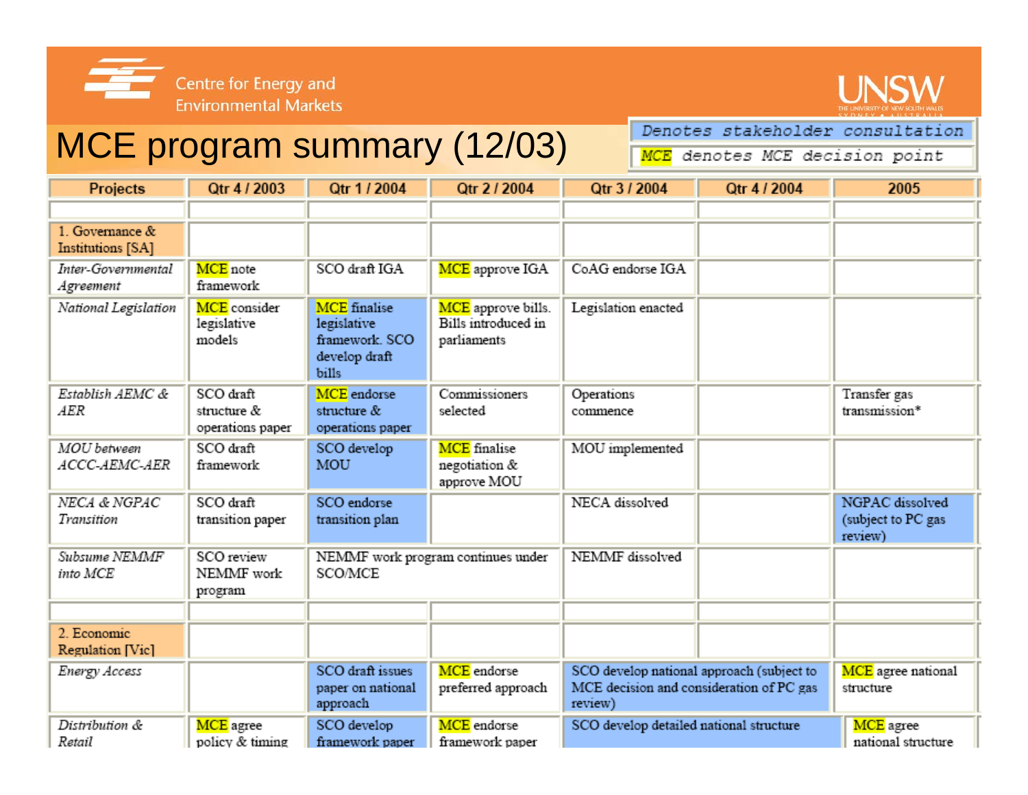Centre for Energy and Environmental Markets

# MCE program summary (12/03)

*Denotes stakeholder consultation*

MCE denotes MCE decision point

| Projects | Qtr 4 / 2003 | Qtr 1 / 2004 | Qtr 2 / 2004 | Qtr 3 / 2004 | Qtr 4 / 2004 | 2005 |
|---|---|---|---|---|---|---|
| | | | | | | |
| 1. Governance & Institutions [SA] | | | | | | |
| *Inter-Governmental Agreement* | MCE note framework | SCO draft IGA | MCE approve IGA | CoAG endorse IGA | | |
| *National Legislation* | MCE consider legislative models | MCE finalise legislative framework. SCO develop draft bills | MCE approve bills. Bills introduced in parliaments | Legislation enacted | | |
| *Establish AEMC & AER* | SCO draft structure & operations paper | MCE endorse structure & operations paper | Commissioners selected | Operations commence | | Transfer gas transmission* |
| *MOU between ACCC-AEMC-AER* | SCO draft framework | SCO develop MOU | MCE finalise negotiation & approve MOU | MOU implemented | | |
| *NECA & NGPAC Transition* | SCO draft transition paper | SCO endorse transition plan | | NECA dissolved | | NGPAC dissolved (subject to PC gas review) |
| *Subsume NEMMF into MCE* | SCO review NEMMF work program | NEMMF work program continues under SCO/MCE | | NEMMF dissolved | | |
| | | | | | | |
| 2. Economic Regulation [Vic] | | | | | | |
| *Energy Access* | | SCO draft issues paper on national approach | MCE endorse preferred approach | SCO develop national approach (subject to MCE decision and consideration of PC gas review) | | MCE agree national structure |
| *Distribution & Retail* | MCE agree policy & timing | SCO develop framework paper | MCE endorse framework paper | SCO develop detailed national structure | | MCE agree national structure |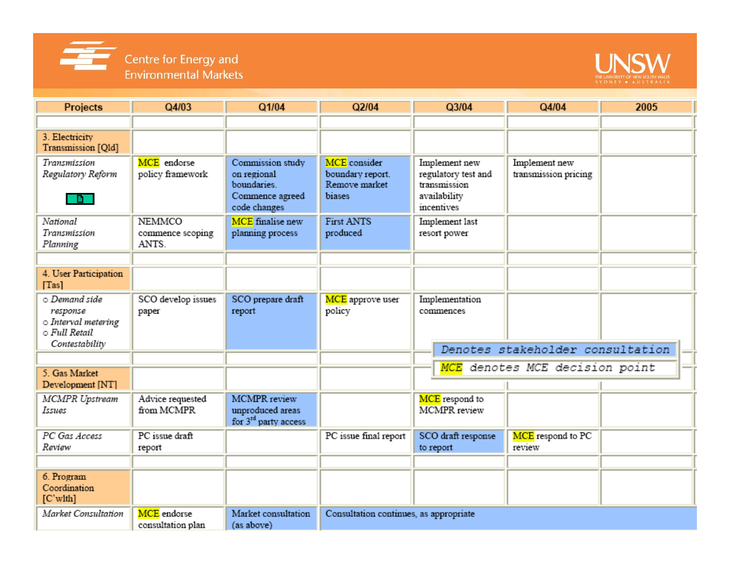Centre for Energy and Environmental Markets

UNSW

| Projects | Q4/03 | Q1/04 | Q2/04 | Q3/04 | Q4/04 | 2005 |
|---|---|---|---|---|---|---|
| | | | | | | |
| 3. Electricity Transmission [Qld] | | | | | | |
| *Transmission Regulatory Reform* | MCE endorse policy framework | Commission study on regional boundaries. Commence agreed code changes | MCE consider boundary report. Remove market biases | Implement new regulatory test and transmission availability incentives | Implement new transmission pricing | |
| *National Transmission Planning* | NEMMCO commence scoping ANTS. | MCE finalise new planning process | First ANTS produced | Implement last resort power | | |
| | | | | | | |
| 4. User Participation [Tas] | | | | | | |
| ○ *Demand side response* ○ *Interval metering* ○ *Full Retail Contestability* | SCO develop issues paper | SCO prepare draft report | MCE approve user policy | Implementation commences | | |
| | | | | | | |
| 5. Gas Market Development [NT] | | | | | | |
| *MCMPR Upstream Issues* | Advice requested from MCMPR | MCMPR review unproduced areas for 3rd party access | | MCE respond to MCMPR review | | |
| *PC Gas Access Review* | PC issue draft report | | PC issue final report | SCO draft response to report | MCE respond to PC review | |
| | | | | | | |
| 6. Program Coordination [C'wlth] | | | | | | |
| *Market Consultation* | MCE endorse consultation plan | Market consultation (as above) | Consultation continues, as appropriate | | | |

Denotes stakeholder consultation

MCE denotes MCE decision point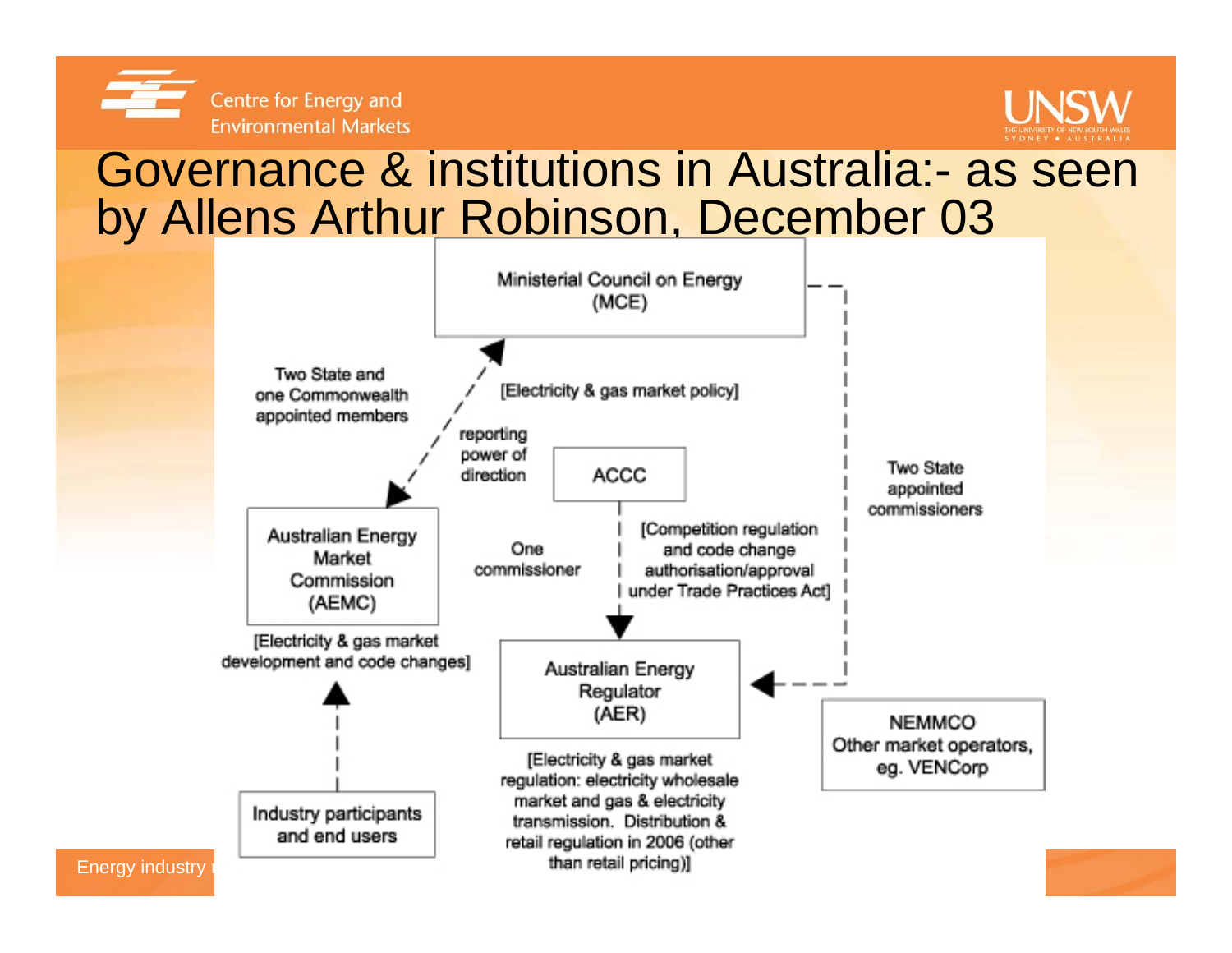# Governance & institutions in Australia:- as seen by Allens Arthur Robinson, December 03

Ministerial Council on Energy (MCE)

[Electricity & gas market policy]

Two State and one Commonwealth appointed members

reporting power of direction

ACCC

Two State appointed commissioners

Australian Energy Market Commission (AEMC)

One commissioner

[Competition regulation and code change authorisation/approval under Trade Practices Act]

[Electricity & gas market development and code changes]

Australian Energy Regulator (AER)

NEMMCO Other market operators, eg. VENCorp

[Electricity & gas market regulation: electricity wholesale market and gas & electricity transmission. Distribution & retail regulation in 2006 (other than retail pricing)]

Industry participants and end users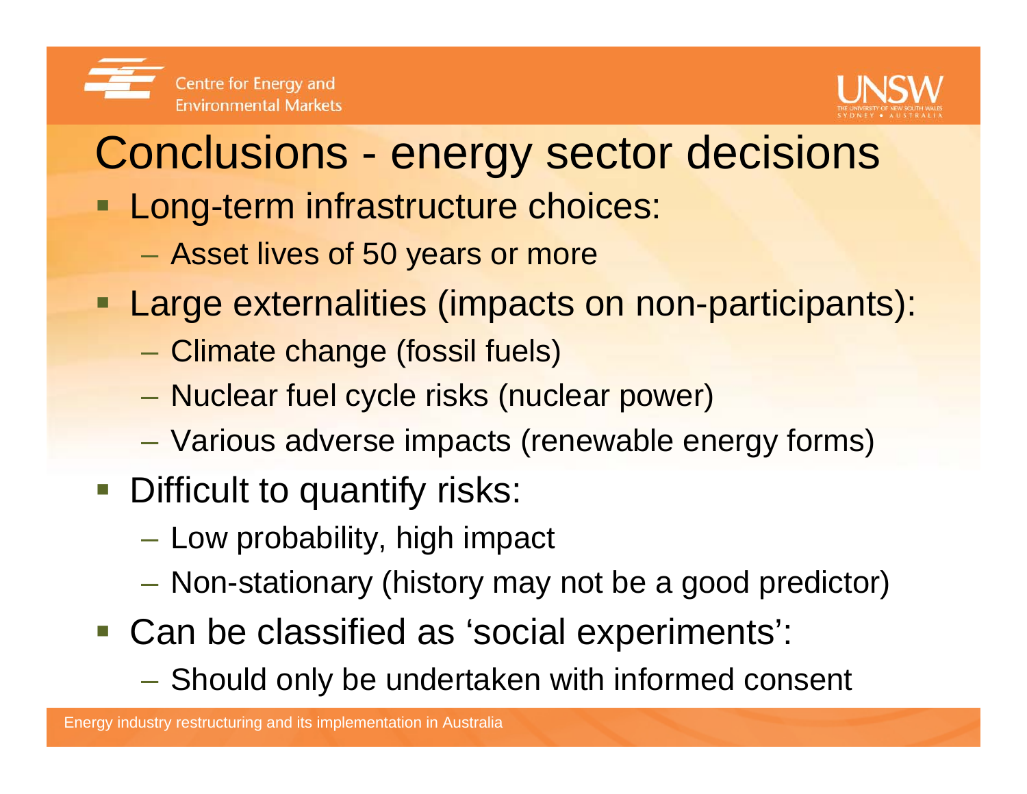# Conclusions - energy sector decisions

- Long-term infrastructure choices:
  - Asset lives of 50 years or more
- Large externalities (impacts on non-participants):
  - Climate change (fossil fuels)
  - Nuclear fuel cycle risks (nuclear power)
  - Various adverse impacts (renewable energy forms)
- Difficult to quantify risks:
  - Low probability, high impact
  - Non-stationary (history may not be a good predictor)
- Can be classified as ‘social experiments’:
  - Should only be undertaken with informed consent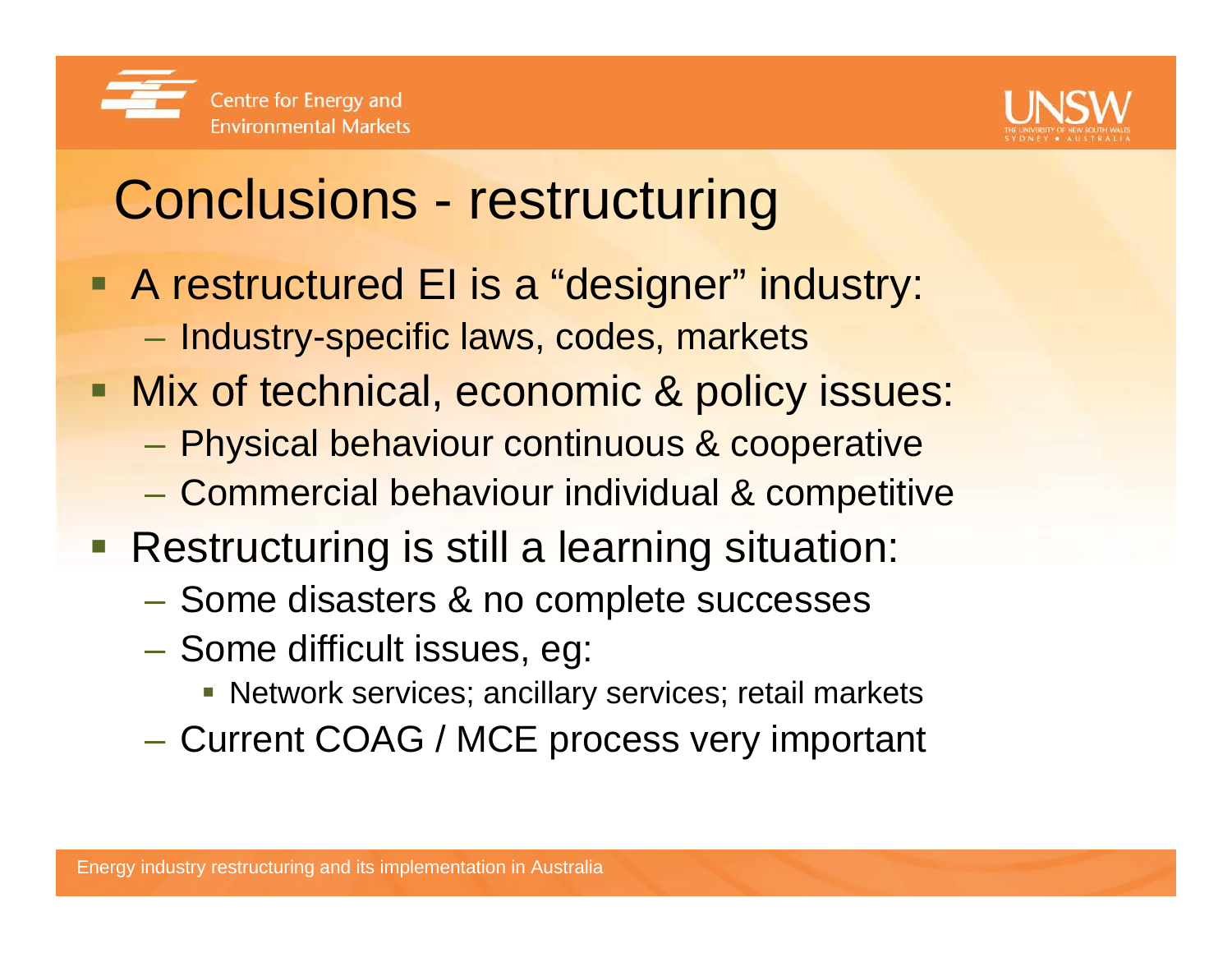# Conclusions - restructuring

- A restructured EI is a “designer” industry:
  - Industry-specific laws, codes, markets
- Mix of technical, economic & policy issues:
  - Physical behaviour continuous & cooperative
  - Commercial behaviour individual & competitive
- Restructuring is still a learning situation:
  - Some disasters & no complete successes
  - Some difficult issues, eg:
    - Network services; ancillary services; retail markets
  - Current COAG / MCE process very important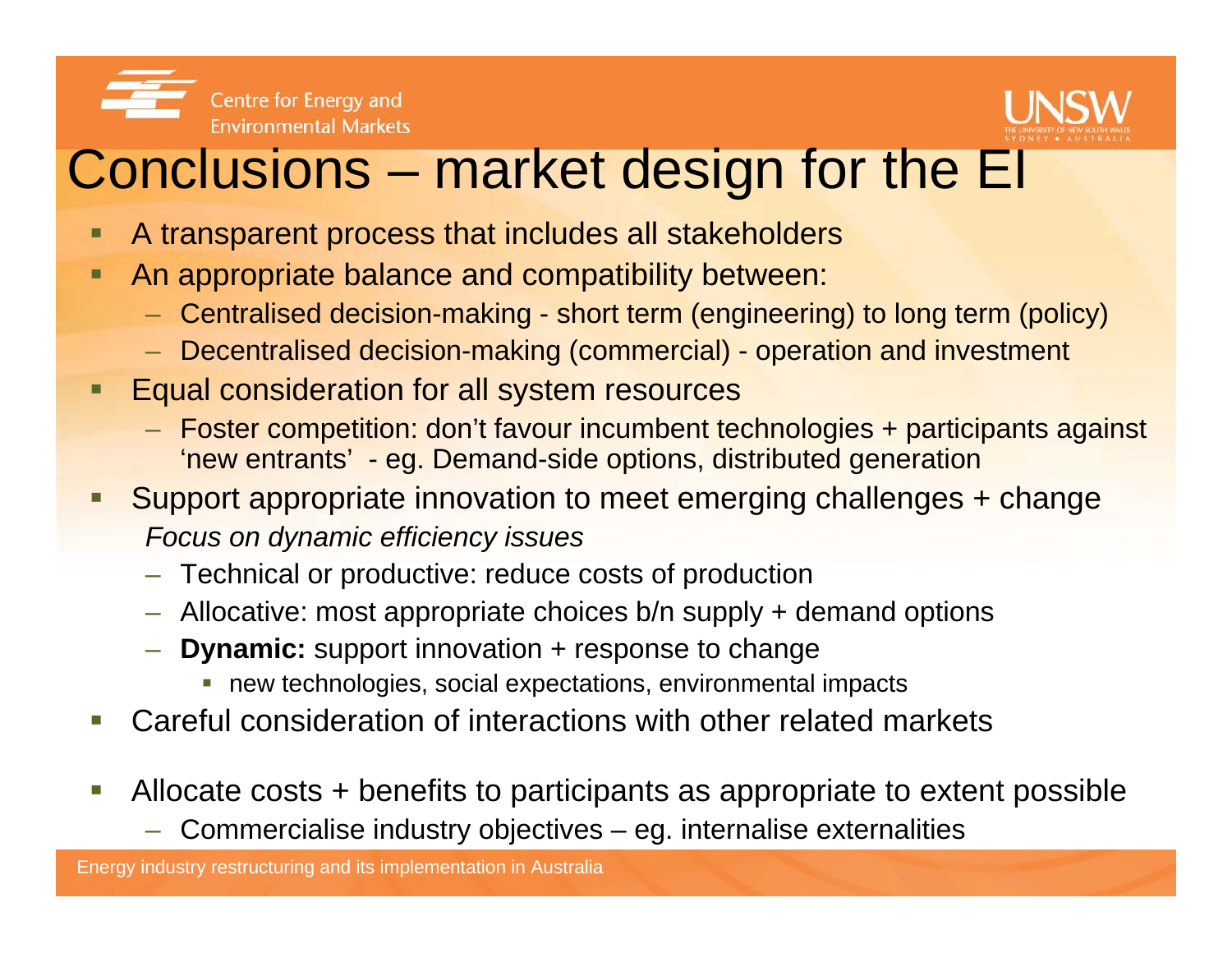# Conclusions – market design for the EI

- A transparent process that includes all stakeholders
- An appropriate balance and compatibility between:
  - Centralised decision-making - short term (engineering) to long term (policy)
  - Decentralised decision-making (commercial) - operation and investment
- Equal consideration for all system resources
  - Foster competition: don't favour incumbent technologies + participants against 'new entrants' - eg. Demand-side options, distributed generation
- Support appropriate innovation to meet emerging challenges + change

  *Focus on dynamic efficiency issues*
  - Technical or productive: reduce costs of production
  - Allocative: most appropriate choices b/n supply + demand options
  - **Dynamic:** support innovation + response to change
    - new technologies, social expectations, environmental impacts
- Careful consideration of interactions with other related markets
- Allocate costs + benefits to participants as appropriate to extent possible
  - Commercialise industry objectives – eg. internalise externalities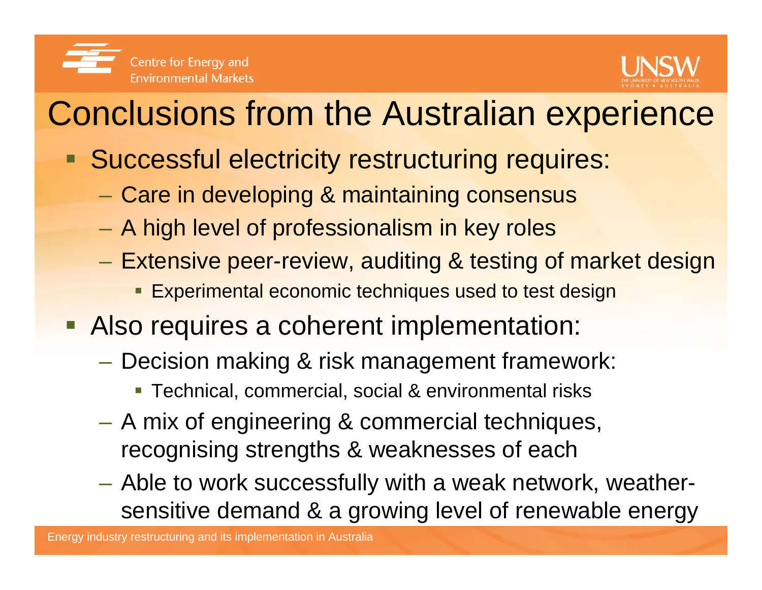# Conclusions from the Australian experience

- Successful electricity restructuring requires:
  - Care in developing & maintaining consensus
  - A high level of professionalism in key roles
  - Extensive peer-review, auditing & testing of market design
    - Experimental economic techniques used to test design
- Also requires a coherent implementation:
  - Decision making & risk management framework:
    - Technical, commercial, social & environmental risks
  - A mix of engineering & commercial techniques, recognising strengths & weaknesses of each
  - Able to work successfully with a weak network, weather-sensitive demand & a growing level of renewable energy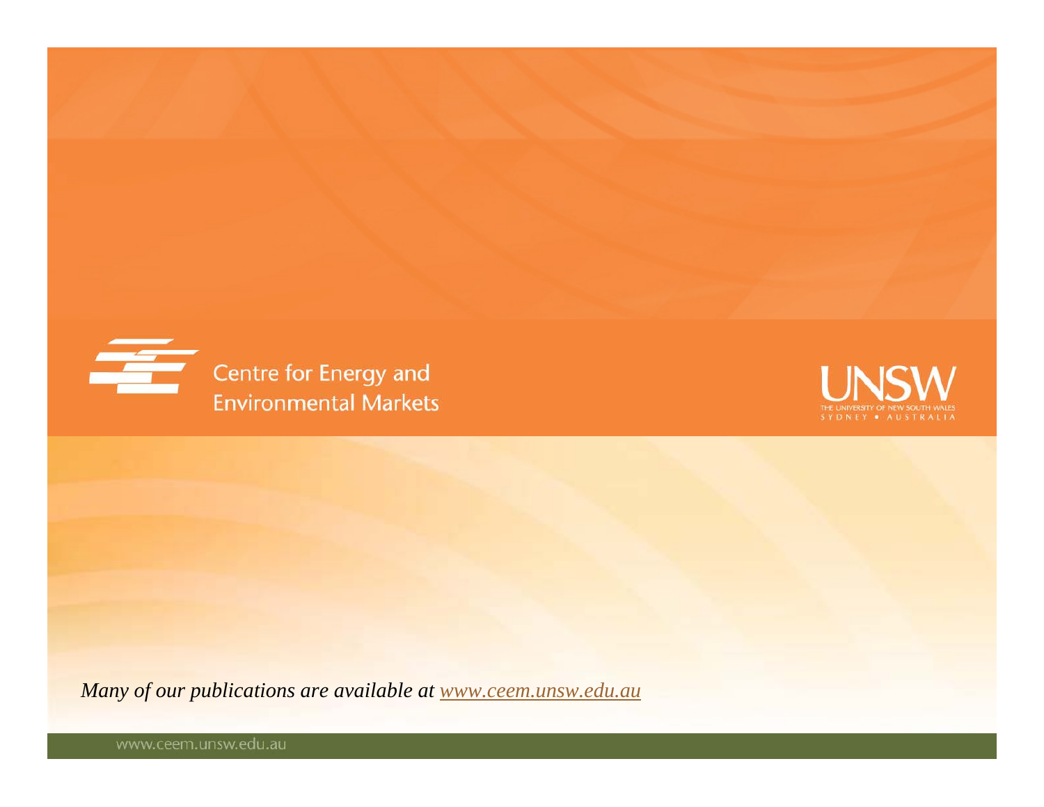Centre for Energy and Environmental Markets

UNSW
THE UNIVERSITY OF NEW SOUTH WALES
SYDNEY • AUSTRALIA

*Many of our publications are available at [www.ceem.unsw.edu.au](www.ceem.unsw.edu.au)*

www.ceem.unsw.edu.au